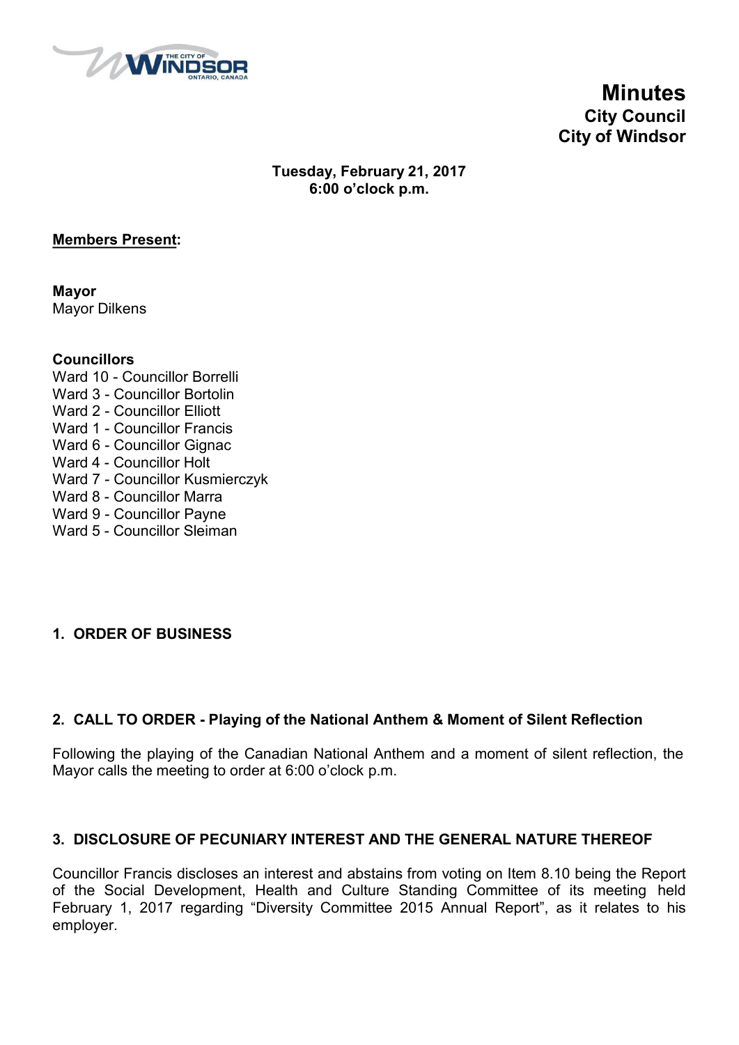# Minutes

## City Council
## City of Windsor

**Tuesday, February 21, 2017**
**6:00 o'clock p.m.**

**Members Present:**

**Mayor**
Mayor Dilkens

**Councillors**
Ward 10 - Councillor Borrelli
Ward 3 - Councillor Bortolin
Ward 2 - Councillor Elliott
Ward 1 - Councillor Francis
Ward 6 - Councillor Gignac
Ward 4 - Councillor Holt
Ward 7 - Councillor Kusmierczyk
Ward 8 - Councillor Marra
Ward 9 - Councillor Payne
Ward 5 - Councillor Sleiman

### 1. ORDER OF BUSINESS

### 2. CALL TO ORDER - Playing of the National Anthem & Moment of Silent Reflection

Following the playing of the Canadian National Anthem and a moment of silent reflection, the Mayor calls the meeting to order at 6:00 o'clock p.m.

### 3. DISCLOSURE OF PECUNIARY INTEREST AND THE GENERAL NATURE THEREOF

Councillor Francis discloses an interest and abstains from voting on Item 8.10 being the Report of the Social Development, Health and Culture Standing Committee of its meeting held February 1, 2017 regarding "Diversity Committee 2015 Annual Report", as it relates to his employer.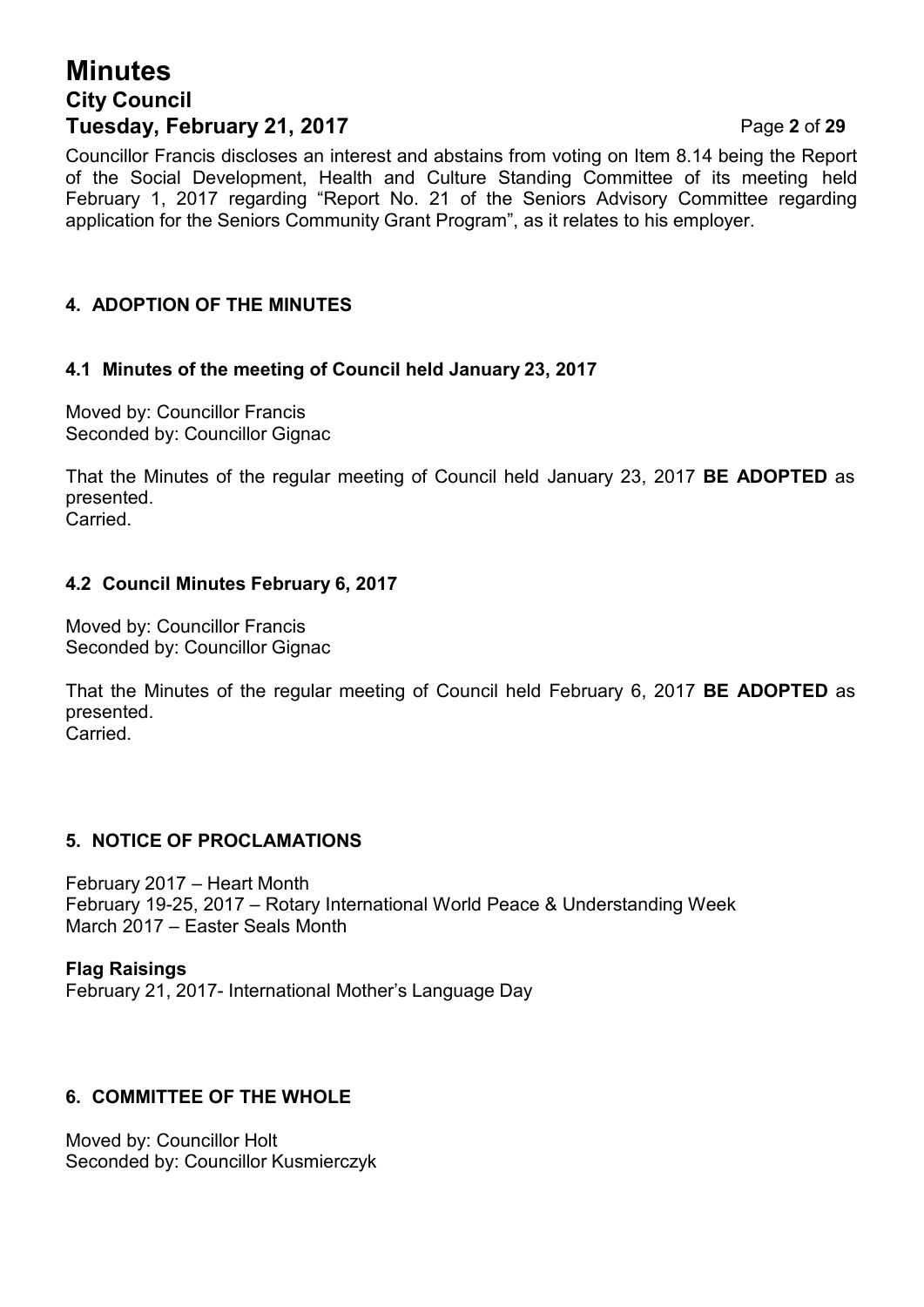Councillor Francis discloses an interest and abstains from voting on Item 8.14 being the Report of the Social Development, Health and Culture Standing Committee of its meeting held February 1, 2017 regarding "Report No. 21 of the Seniors Advisory Committee regarding application for the Seniors Community Grant Program", as it relates to his employer.

## 4. ADOPTION OF THE MINUTES

### 4.1 Minutes of the meeting of Council held January 23, 2017

Moved by: Councillor Francis
Seconded by: Councillor Gignac

That the Minutes of the regular meeting of Council held January 23, 2017 **BE ADOPTED** as presented.
Carried.

### 4.2 Council Minutes February 6, 2017

Moved by: Councillor Francis
Seconded by: Councillor Gignac

That the Minutes of the regular meeting of Council held February 6, 2017 **BE ADOPTED** as presented.
Carried.

## 5. NOTICE OF PROCLAMATIONS

February 2017 – Heart Month
February 19-25, 2017 – Rotary International World Peace & Understanding Week
March 2017 – Easter Seals Month

**Flag Raisings**
February 21, 2017- International Mother's Language Day

## 6. COMMITTEE OF THE WHOLE

Moved by: Councillor Holt
Seconded by: Councillor Kusmierczyk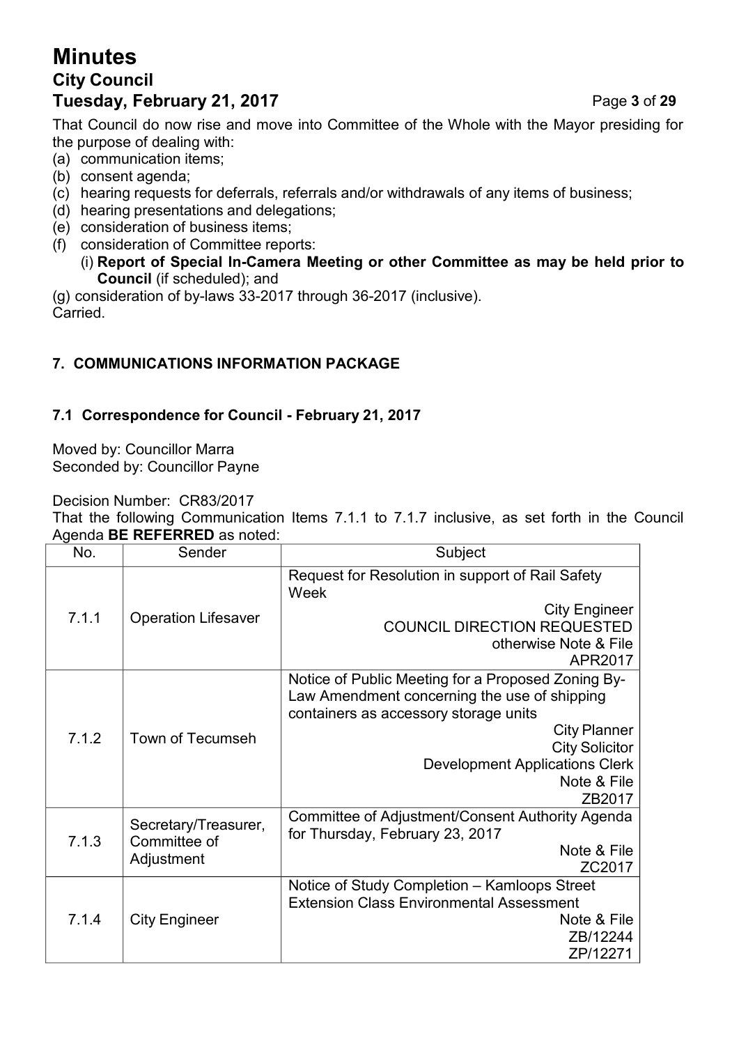That Council do now rise and move into Committee of the Whole with the Mayor presiding for the purpose of dealing with:

(a) communication items;
(b) consent agenda;
(c) hearing requests for deferrals, referrals and/or withdrawals of any items of business;
(d) hearing presentations and delegations;
(e) consideration of business items;
(f) consideration of Committee reports:
   (i) **Report of Special In-Camera Meeting or other Committee as may be held prior to Council** (if scheduled); and

(g) consideration of by-laws 33-2017 through 36-2017 (inclusive).
Carried.

### 7. COMMUNICATIONS INFORMATION PACKAGE

### 7.1 Correspondence for Council - February 21, 2017

Moved by: Councillor Marra
Seconded by: Councillor Payne

Decision Number: CR83/2017
That the following Communication Items 7.1.1 to 7.1.7 inclusive, as set forth in the Council Agenda **BE REFERRED** as noted:

| No. | Sender | Subject |
|---|---|---|
| 7.1.1 | Operation Lifesaver | Request for Resolution in support of Rail Safety Week<br>City Engineer<br>COUNCIL DIRECTION REQUESTED<br>otherwise Note & File<br>APR2017 |
| 7.1.2 | Town of Tecumseh | Notice of Public Meeting for a Proposed Zoning By-Law Amendment concerning the use of shipping containers as accessory storage units<br>City Planner<br>City Solicitor<br>Development Applications Clerk<br>Note & File<br>ZB2017 |
| 7.1.3 | Secretary/Treasurer, Committee of Adjustment | Committee of Adjustment/Consent Authority Agenda for Thursday, February 23, 2017<br>Note & File<br>ZC2017 |
| 7.1.4 | City Engineer | Notice of Study Completion – Kamloops Street Extension Class Environmental Assessment<br>Note & File<br>ZB/12244<br>ZP/12271 |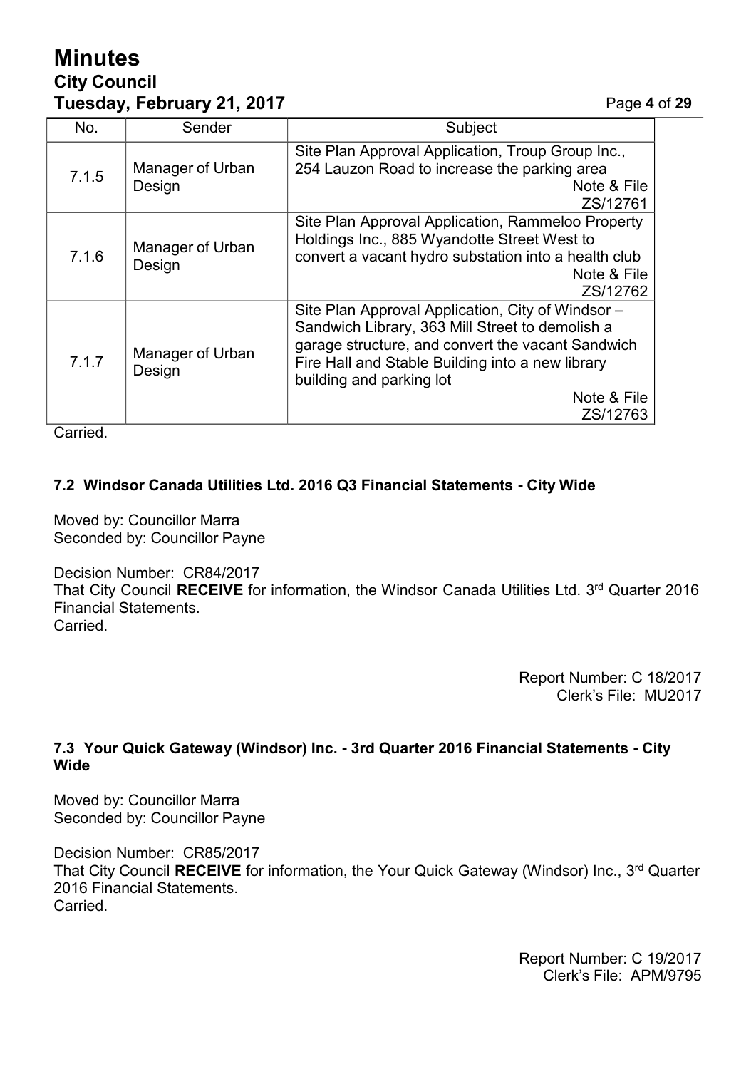| No. | Sender | Subject |
|---|---|---|
| 7.1.5 | Manager of Urban Design | Site Plan Approval Application, Troup Group Inc., 254 Lauzon Road to increase the parking area Note & File ZS/12761 |
| 7.1.6 | Manager of Urban Design | Site Plan Approval Application, Rammeloo Property Holdings Inc., 885 Wyandotte Street West to convert a vacant hydro substation into a health club Note & File ZS/12762 |
| 7.1.7 | Manager of Urban Design | Site Plan Approval Application, City of Windsor – Sandwich Library, 363 Mill Street to demolish a garage structure, and convert the vacant Sandwich Fire Hall and Stable Building into a new library building and parking lot Note & File ZS/12763 |

Carried.

### 7.2 Windsor Canada Utilities Ltd. 2016 Q3 Financial Statements - City Wide

Moved by: Councillor Marra
Seconded by: Councillor Payne

Decision Number: CR84/2017
That City Council **RECEIVE** for information, the Windsor Canada Utilities Ltd. 3rd Quarter 2016 Financial Statements.
Carried.

Report Number: C 18/2017
Clerk's File: MU2017

### 7.3 Your Quick Gateway (Windsor) Inc. - 3rd Quarter 2016 Financial Statements - City Wide

Moved by: Councillor Marra
Seconded by: Councillor Payne

Decision Number: CR85/2017
That City Council **RECEIVE** for information, the Your Quick Gateway (Windsor) Inc., 3rd Quarter 2016 Financial Statements.
Carried.

Report Number: C 19/2017
Clerk's File: APM/9795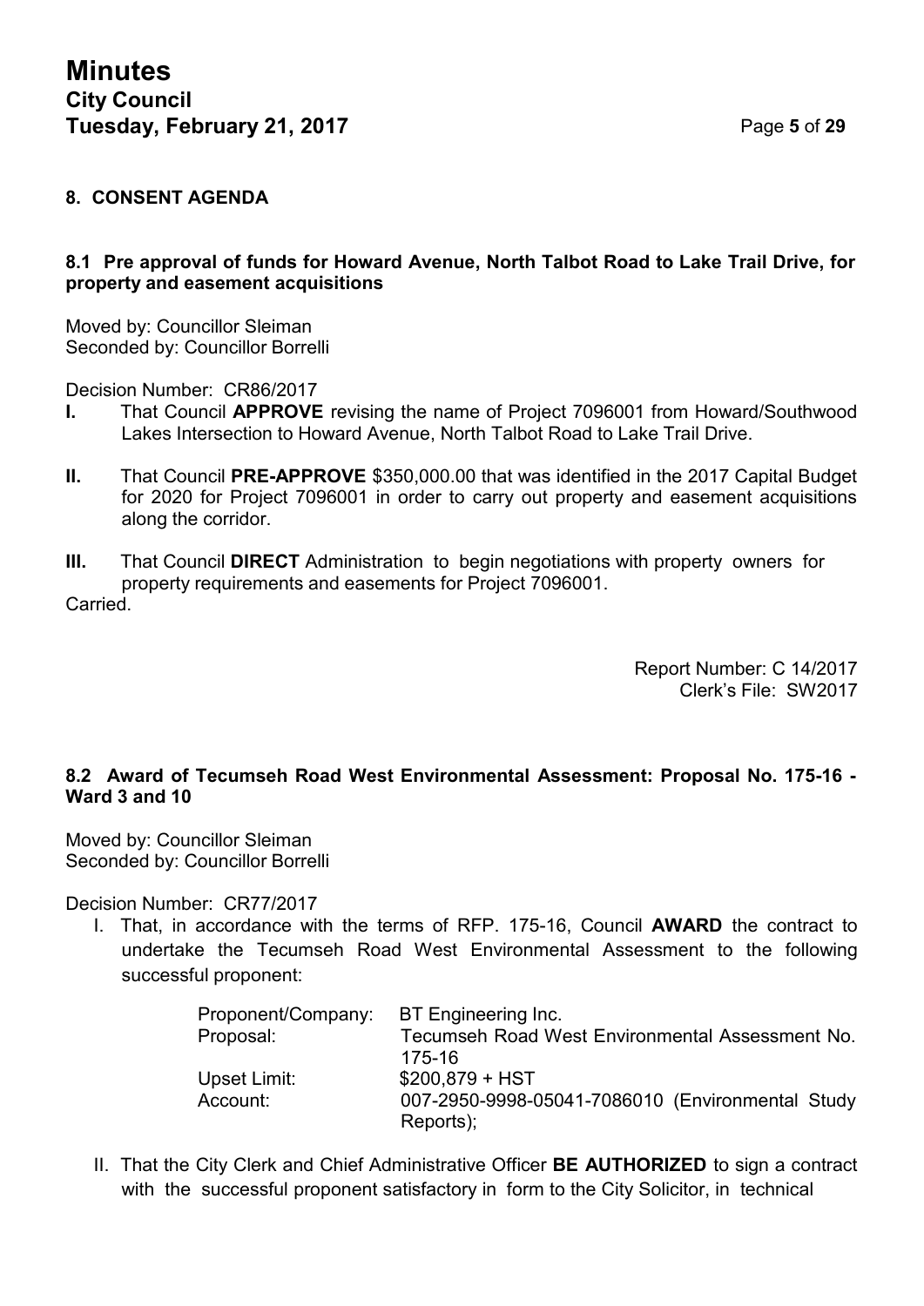## 8. CONSENT AGENDA

### 8.1 Pre approval of funds for Howard Avenue, North Talbot Road to Lake Trail Drive, for property and easement acquisitions

Moved by: Councillor Sleiman
Seconded by: Councillor Borrelli

Decision Number: CR86/2017

**I.** That Council **APPROVE** revising the name of Project 7096001 from Howard/Southwood Lakes Intersection to Howard Avenue, North Talbot Road to Lake Trail Drive.

**II.** That Council **PRE-APPROVE** $350,000.00 that was identified in the 2017 Capital Budget for 2020 for Project 7096001 in order to carry out property and easement acquisitions along the corridor.

**III.** That Council **DIRECT** Administration to begin negotiations with property owners for property requirements and easements for Project 7096001.

Carried.

Report Number: C 14/2017
Clerk's File: SW2017

### 8.2 Award of Tecumseh Road West Environmental Assessment: Proposal No. 175-16 - Ward 3 and 10

Moved by: Councillor Sleiman
Seconded by: Councillor Borrelli

Decision Number: CR77/2017

I. That, in accordance with the terms of RFP. 175-16, Council **AWARD** the contract to undertake the Tecumseh Road West Environmental Assessment to the following successful proponent:

| | |
|---|---|
| Proponent/Company: | BT Engineering Inc. |
| Proposal: | Tecumseh Road West Environmental Assessment No. 175-16 |
| Upset Limit: | $200,879 + HST |
| Account: | 007-2950-9998-05041-7086010 (Environmental Study Reports); |

II. That the City Clerk and Chief Administrative Officer **BE AUTHORIZED** to sign a contract with the successful proponent satisfactory in form to the City Solicitor, in technical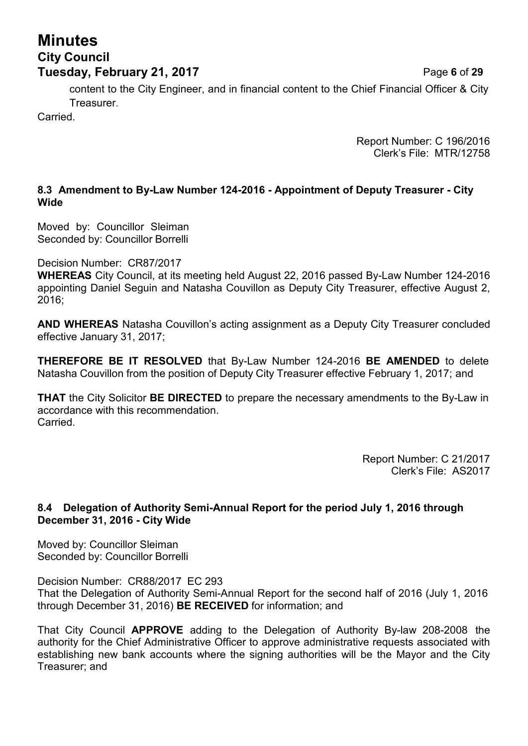content to the City Engineer, and in financial content to the Chief Financial Officer & City Treasurer.

Carried.

Report Number: C 196/2016
Clerk's File: MTR/12758

### 8.3 Amendment to By-Law Number 124-2016 - Appointment of Deputy Treasurer - City Wide

Moved by: Councillor Sleiman
Seconded by: Councillor Borrelli

Decision Number: CR87/2017

**WHEREAS** City Council, at its meeting held August 22, 2016 passed By-Law Number 124-2016 appointing Daniel Seguin and Natasha Couvillon as Deputy City Treasurer, effective August 2, 2016;

**AND WHEREAS** Natasha Couvillon's acting assignment as a Deputy City Treasurer concluded effective January 31, 2017;

**THEREFORE BE IT RESOLVED** that By-Law Number 124-2016 **BE AMENDED** to delete Natasha Couvillon from the position of Deputy City Treasurer effective February 1, 2017; and

**THAT** the City Solicitor **BE DIRECTED** to prepare the necessary amendments to the By-Law in accordance with this recommendation.

Carried.

Report Number: C 21/2017
Clerk's File: AS2017

### 8.4 Delegation of Authority Semi-Annual Report for the period July 1, 2016 through December 31, 2016 - City Wide

Moved by: Councillor Sleiman
Seconded by: Councillor Borrelli

Decision Number: CR88/2017 EC 293

That the Delegation of Authority Semi-Annual Report for the second half of 2016 (July 1, 2016 through December 31, 2016) **BE RECEIVED** for information; and

That City Council **APPROVE** adding to the Delegation of Authority By-law 208-2008 the authority for the Chief Administrative Officer to approve administrative requests associated with establishing new bank accounts where the signing authorities will be the Mayor and the City Treasurer; and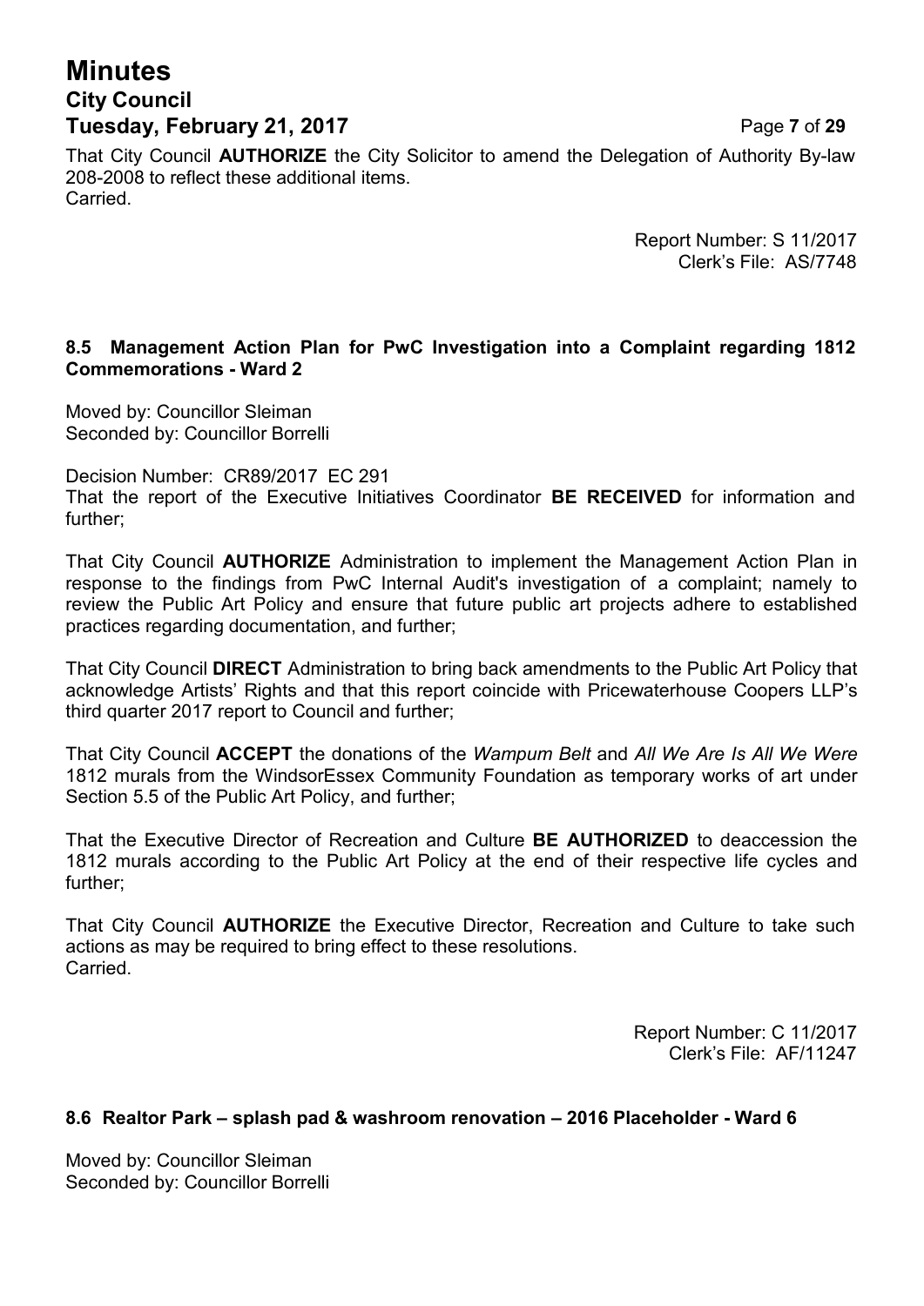That City Council **AUTHORIZE** the City Solicitor to amend the Delegation of Authority By-law 208-2008 to reflect these additional items.
Carried.

Report Number: S 11/2017
Clerk's File: AS/7748

### 8.5 Management Action Plan for PwC Investigation into a Complaint regarding 1812 Commemorations - Ward 2

Moved by: Councillor Sleiman
Seconded by: Councillor Borrelli

Decision Number: CR89/2017 EC 291
That the report of the Executive Initiatives Coordinator **BE RECEIVED** for information and further;

That City Council **AUTHORIZE** Administration to implement the Management Action Plan in response to the findings from PwC Internal Audit's investigation of a complaint; namely to review the Public Art Policy and ensure that future public art projects adhere to established practices regarding documentation, and further;

That City Council **DIRECT** Administration to bring back amendments to the Public Art Policy that acknowledge Artists' Rights and that this report coincide with Pricewaterhouse Coopers LLP's third quarter 2017 report to Council and further;

That City Council **ACCEPT** the donations of the *Wampum Belt* and *All We Are Is All We Were* 1812 murals from the WindsorEssex Community Foundation as temporary works of art under Section 5.5 of the Public Art Policy, and further;

That the Executive Director of Recreation and Culture **BE AUTHORIZED** to deaccession the 1812 murals according to the Public Art Policy at the end of their respective life cycles and further;

That City Council **AUTHORIZE** the Executive Director, Recreation and Culture to take such actions as may be required to bring effect to these resolutions.
Carried.

Report Number: C 11/2017
Clerk's File: AF/11247

### 8.6 Realtor Park – splash pad & washroom renovation – 2016 Placeholder - Ward 6

Moved by: Councillor Sleiman
Seconded by: Councillor Borrelli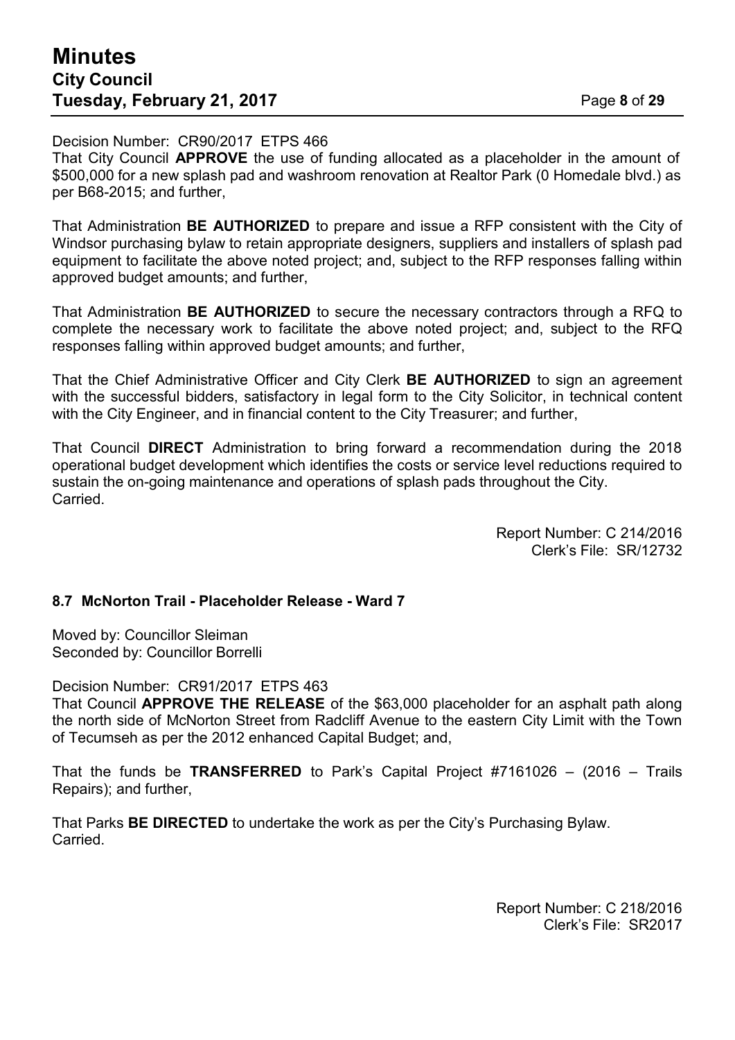Decision Number: CR90/2017 ETPS 466

That City Council **APPROVE** the use of funding allocated as a placeholder in the amount of $500,000 for a new splash pad and washroom renovation at Realtor Park (0 Homedale blvd.) as per B68-2015; and further,

That Administration **BE AUTHORIZED** to prepare and issue a RFP consistent with the City of Windsor purchasing bylaw to retain appropriate designers, suppliers and installers of splash pad equipment to facilitate the above noted project; and, subject to the RFP responses falling within approved budget amounts; and further,

That Administration **BE AUTHORIZED** to secure the necessary contractors through a RFQ to complete the necessary work to facilitate the above noted project; and, subject to the RFQ responses falling within approved budget amounts; and further,

That the Chief Administrative Officer and City Clerk **BE AUTHORIZED** to sign an agreement with the successful bidders, satisfactory in legal form to the City Solicitor, in technical content with the City Engineer, and in financial content to the City Treasurer; and further,

That Council **DIRECT** Administration to bring forward a recommendation during the 2018 operational budget development which identifies the costs or service level reductions required to sustain the on-going maintenance and operations of splash pads throughout the City.

Carried.

Report Number: C 214/2016
Clerk's File: SR/12732

### 8.7 McNorton Trail - Placeholder Release - Ward 7

Moved by: Councillor Sleiman
Seconded by: Councillor Borrelli

Decision Number: CR91/2017 ETPS 463

That Council **APPROVE THE RELEASE** of the $63,000 placeholder for an asphalt path along the north side of McNorton Street from Radcliff Avenue to the eastern City Limit with the Town of Tecumseh as per the 2012 enhanced Capital Budget; and,

That the funds be **TRANSFERRED** to Park's Capital Project #7161026 – (2016 – Trails Repairs); and further,

That Parks **BE DIRECTED** to undertake the work as per the City's Purchasing Bylaw.

Carried.

Report Number: C 218/2016
Clerk's File: SR2017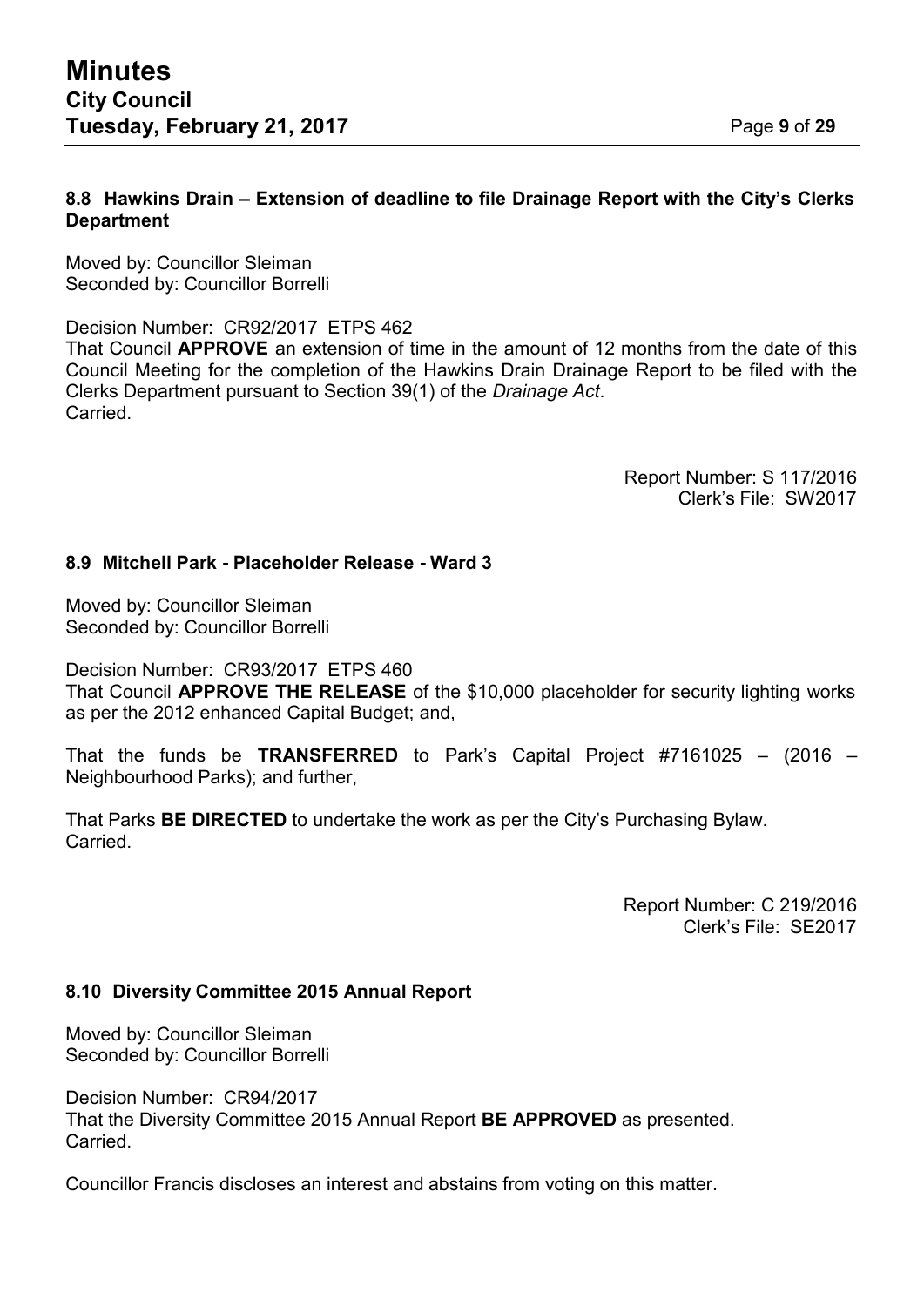**8.8 Hawkins Drain – Extension of deadline to file Drainage Report with the City's Clerks Department**

Moved by: Councillor Sleiman
Seconded by: Councillor Borrelli

Decision Number: CR92/2017 ETPS 462
That Council **APPROVE** an extension of time in the amount of 12 months from the date of this Council Meeting for the completion of the Hawkins Drain Drainage Report to be filed with the Clerks Department pursuant to Section 39(1) of the *Drainage Act*.
Carried.

Report Number: S 117/2016
Clerk's File: SW2017

**8.9 Mitchell Park - Placeholder Release - Ward 3**

Moved by: Councillor Sleiman
Seconded by: Councillor Borrelli

Decision Number: CR93/2017 ETPS 460
That Council **APPROVE THE RELEASE** of the $10,000 placeholder for security lighting works as per the 2012 enhanced Capital Budget; and,

That the funds be **TRANSFERRED** to Park's Capital Project #7161025 – (2016 – Neighbourhood Parks); and further,

That Parks **BE DIRECTED** to undertake the work as per the City's Purchasing Bylaw.
Carried.

Report Number: C 219/2016
Clerk's File: SE2017

**8.10 Diversity Committee 2015 Annual Report**

Moved by: Councillor Sleiman
Seconded by: Councillor Borrelli

Decision Number: CR94/2017
That the Diversity Committee 2015 Annual Report **BE APPROVED** as presented.
Carried.

Councillor Francis discloses an interest and abstains from voting on this matter.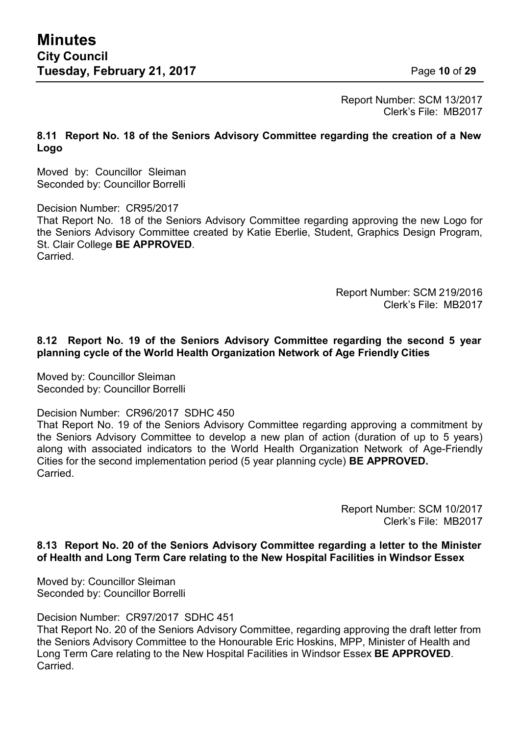Report Number: SCM 13/2017
Clerk's File: MB2017

**8.11 Report No. 18 of the Seniors Advisory Committee regarding the creation of a New Logo**

Moved by: Councillor Sleiman
Seconded by: Councillor Borrelli

Decision Number: CR95/2017
That Report No. 18 of the Seniors Advisory Committee regarding approving the new Logo for the Seniors Advisory Committee created by Katie Eberlie, Student, Graphics Design Program, St. Clair College **BE APPROVED**.
Carried.

Report Number: SCM 219/2016
Clerk's File: MB2017

**8.12 Report No. 19 of the Seniors Advisory Committee regarding the second 5 year planning cycle of the World Health Organization Network of Age Friendly Cities**

Moved by: Councillor Sleiman
Seconded by: Councillor Borrelli

Decision Number: CR96/2017 SDHC 450
That Report No. 19 of the Seniors Advisory Committee regarding approving a commitment by the Seniors Advisory Committee to develop a new plan of action (duration of up to 5 years) along with associated indicators to the World Health Organization Network of Age-Friendly Cities for the second implementation period (5 year planning cycle) **BE APPROVED.**
Carried.

Report Number: SCM 10/2017
Clerk's File: MB2017

**8.13 Report No. 20 of the Seniors Advisory Committee regarding a letter to the Minister of Health and Long Term Care relating to the New Hospital Facilities in Windsor Essex**

Moved by: Councillor Sleiman
Seconded by: Councillor Borrelli

Decision Number: CR97/2017 SDHC 451
That Report No. 20 of the Seniors Advisory Committee, regarding approving the draft letter from the Seniors Advisory Committee to the Honourable Eric Hoskins, MPP, Minister of Health and Long Term Care relating to the New Hospital Facilities in Windsor Essex **BE APPROVED**.
Carried.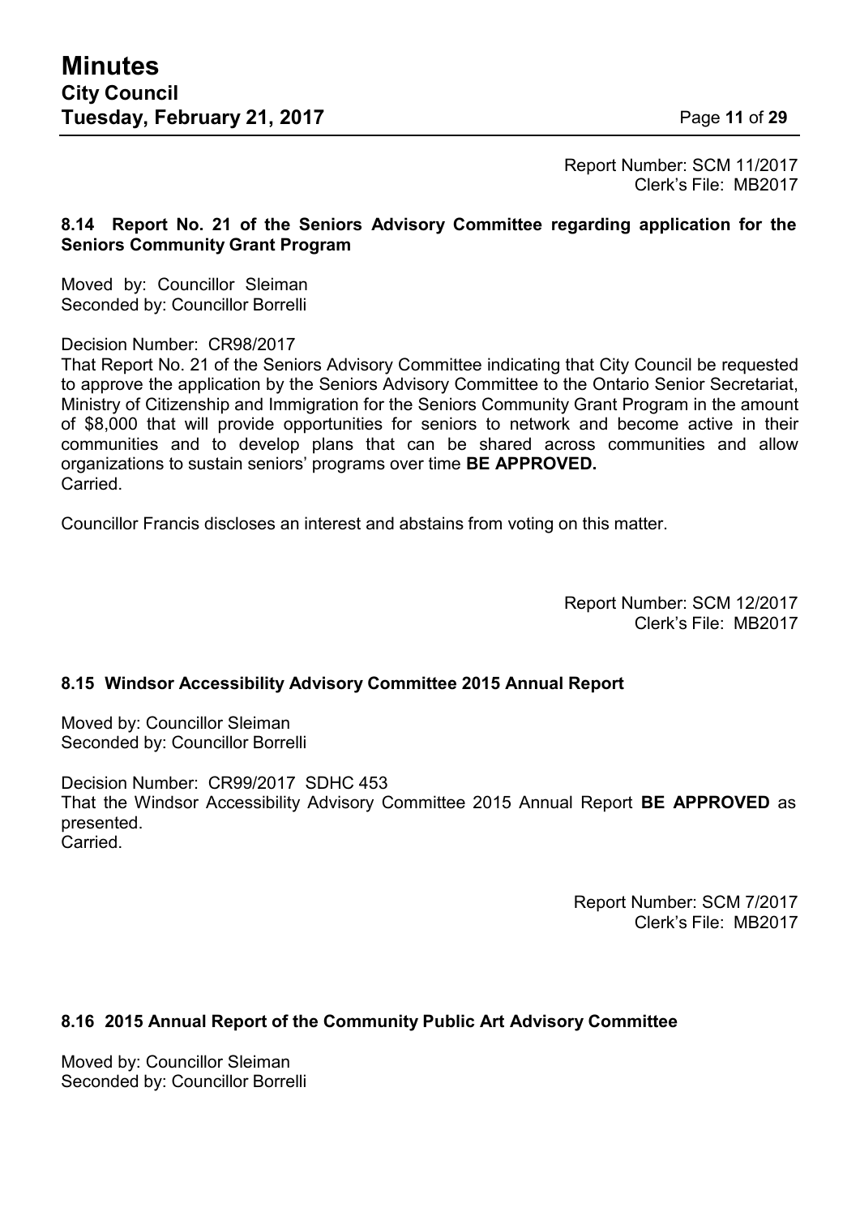Report Number: SCM 11/2017
Clerk's File: MB2017

### 8.14 Report No. 21 of the Seniors Advisory Committee regarding application for the Seniors Community Grant Program

Moved by: Councillor Sleiman
Seconded by: Councillor Borrelli

Decision Number: CR98/2017
That Report No. 21 of the Seniors Advisory Committee indicating that City Council be requested to approve the application by the Seniors Advisory Committee to the Ontario Senior Secretariat, Ministry of Citizenship and Immigration for the Seniors Community Grant Program in the amount of $8,000 that will provide opportunities for seniors to network and become active in their communities and to develop plans that can be shared across communities and allow organizations to sustain seniors' programs over time **BE APPROVED.**
Carried.

Councillor Francis discloses an interest and abstains from voting on this matter.

Report Number: SCM 12/2017
Clerk's File: MB2017

### 8.15 Windsor Accessibility Advisory Committee 2015 Annual Report

Moved by: Councillor Sleiman
Seconded by: Councillor Borrelli

Decision Number: CR99/2017 SDHC 453
That the Windsor Accessibility Advisory Committee 2015 Annual Report **BE APPROVED** as presented.
Carried.

Report Number: SCM 7/2017
Clerk's File: MB2017

### 8.16 2015 Annual Report of the Community Public Art Advisory Committee

Moved by: Councillor Sleiman
Seconded by: Councillor Borrelli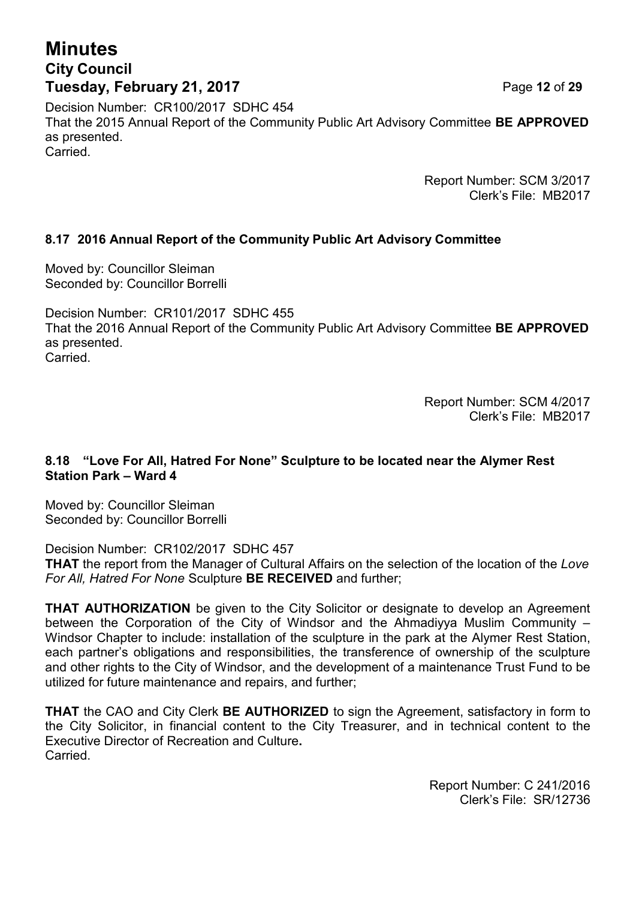Decision Number: CR100/2017 SDHC 454
That the 2015 Annual Report of the Community Public Art Advisory Committee **BE APPROVED** as presented.
Carried.

Report Number: SCM 3/2017
Clerk's File: MB2017

### 8.17 2016 Annual Report of the Community Public Art Advisory Committee

Moved by: Councillor Sleiman
Seconded by: Councillor Borrelli

Decision Number: CR101/2017 SDHC 455
That the 2016 Annual Report of the Community Public Art Advisory Committee **BE APPROVED** as presented.
Carried.

Report Number: SCM 4/2017
Clerk's File: MB2017

### 8.18 "Love For All, Hatred For None" Sculpture to be located near the Alymer Rest Station Park – Ward 4

Moved by: Councillor Sleiman
Seconded by: Councillor Borrelli

Decision Number: CR102/2017 SDHC 457
**THAT** the report from the Manager of Cultural Affairs on the selection of the location of the *Love For All, Hatred For None* Sculpture **BE RECEIVED** and further;

**THAT AUTHORIZATION** be given to the City Solicitor or designate to develop an Agreement between the Corporation of the City of Windsor and the Ahmadiyya Muslim Community – Windsor Chapter to include: installation of the sculpture in the park at the Alymer Rest Station, each partner's obligations and responsibilities, the transference of ownership of the sculpture and other rights to the City of Windsor, and the development of a maintenance Trust Fund to be utilized for future maintenance and repairs, and further;

**THAT** the CAO and City Clerk **BE AUTHORIZED** to sign the Agreement, satisfactory in form to the City Solicitor, in financial content to the City Treasurer, and in technical content to the Executive Director of Recreation and Culture**.**
Carried.

Report Number: C 241/2016
Clerk's File: SR/12736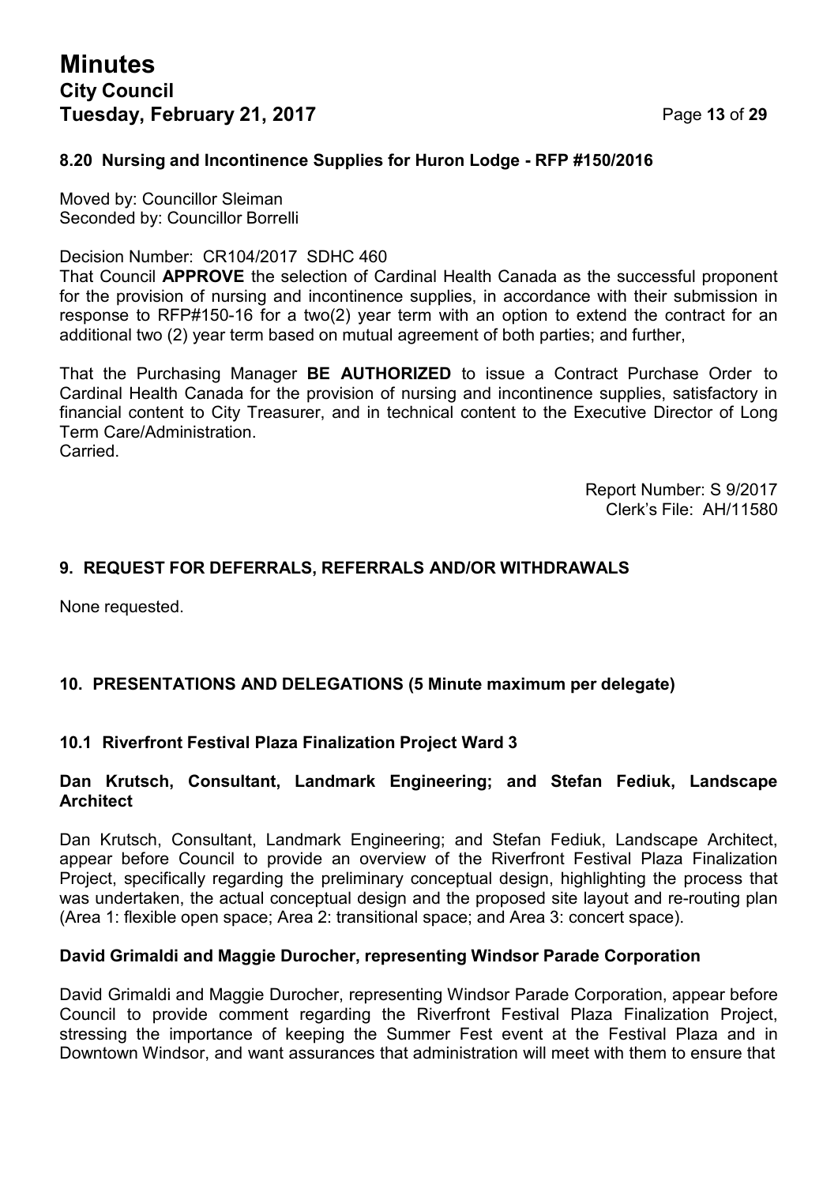### 8.20 Nursing and Incontinence Supplies for Huron Lodge - RFP #150/2016

Moved by: Councillor Sleiman
Seconded by: Councillor Borrelli

Decision Number: CR104/2017 SDHC 460
That Council **APPROVE** the selection of Cardinal Health Canada as the successful proponent for the provision of nursing and incontinence supplies, in accordance with their submission in response to RFP#150-16 for a two(2) year term with an option to extend the contract for an additional two (2) year term based on mutual agreement of both parties; and further,

That the Purchasing Manager **BE AUTHORIZED** to issue a Contract Purchase Order to Cardinal Health Canada for the provision of nursing and incontinence supplies, satisfactory in financial content to City Treasurer, and in technical content to the Executive Director of Long Term Care/Administration.
Carried.

Report Number: S 9/2017
Clerk's File: AH/11580

## 9. REQUEST FOR DEFERRALS, REFERRALS AND/OR WITHDRAWALS

None requested.

## 10. PRESENTATIONS AND DELEGATIONS (5 Minute maximum per delegate)

### 10.1 Riverfront Festival Plaza Finalization Project Ward 3

**Dan Krutsch, Consultant, Landmark Engineering; and Stefan Fediuk, Landscape Architect**

Dan Krutsch, Consultant, Landmark Engineering; and Stefan Fediuk, Landscape Architect, appear before Council to provide an overview of the Riverfront Festival Plaza Finalization Project, specifically regarding the preliminary conceptual design, highlighting the process that was undertaken, the actual conceptual design and the proposed site layout and re-routing plan (Area 1: flexible open space; Area 2: transitional space; and Area 3: concert space).

**David Grimaldi and Maggie Durocher, representing Windsor Parade Corporation**

David Grimaldi and Maggie Durocher, representing Windsor Parade Corporation, appear before Council to provide comment regarding the Riverfront Festival Plaza Finalization Project, stressing the importance of keeping the Summer Fest event at the Festival Plaza and in Downtown Windsor, and want assurances that administration will meet with them to ensure that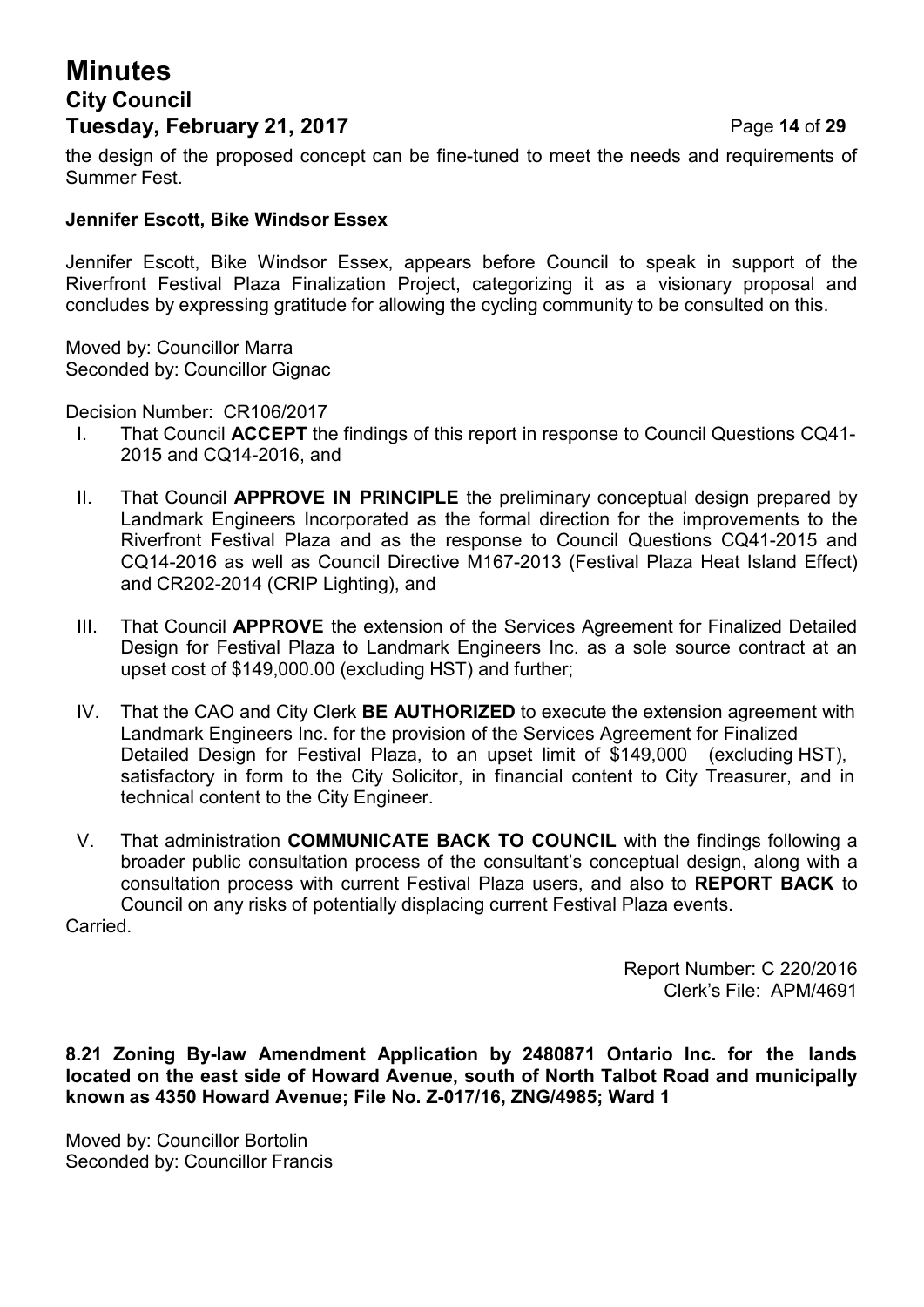the design of the proposed concept can be fine-tuned to meet the needs and requirements of Summer Fest.

**Jennifer Escott, Bike Windsor Essex**

Jennifer Escott, Bike Windsor Essex, appears before Council to speak in support of the Riverfront Festival Plaza Finalization Project, categorizing it as a visionary proposal and concludes by expressing gratitude for allowing the cycling community to be consulted on this.

Moved by: Councillor Marra
Seconded by: Councillor Gignac

Decision Number: CR106/2017

I. That Council **ACCEPT** the findings of this report in response to Council Questions CQ41-2015 and CQ14-2016, and

II. That Council **APPROVE IN PRINCIPLE** the preliminary conceptual design prepared by Landmark Engineers Incorporated as the formal direction for the improvements to the Riverfront Festival Plaza and as the response to Council Questions CQ41-2015 and CQ14-2016 as well as Council Directive M167-2013 (Festival Plaza Heat Island Effect) and CR202-2014 (CRIP Lighting), and

III. That Council **APPROVE** the extension of the Services Agreement for Finalized Detailed Design for Festival Plaza to Landmark Engineers Inc. as a sole source contract at an upset cost of $149,000.00 (excluding HST) and further;

IV. That the CAO and City Clerk **BE AUTHORIZED** to execute the extension agreement with Landmark Engineers Inc. for the provision of the Services Agreement for Finalized Detailed Design for Festival Plaza, to an upset limit of $149,000 (excluding HST), satisfactory in form to the City Solicitor, in financial content to City Treasurer, and in technical content to the City Engineer.

V. That administration **COMMUNICATE BACK TO COUNCIL** with the findings following a broader public consultation process of the consultant's conceptual design, along with a consultation process with current Festival Plaza users, and also to **REPORT BACK** to Council on any risks of potentially displacing current Festival Plaza events.

Carried.

Report Number: C 220/2016
Clerk's File: APM/4691

**8.21 Zoning By-law Amendment Application by 2480871 Ontario Inc. for the lands located on the east side of Howard Avenue, south of North Talbot Road and municipally known as 4350 Howard Avenue; File No. Z-017/16, ZNG/4985; Ward 1**

Moved by: Councillor Bortolin
Seconded by: Councillor Francis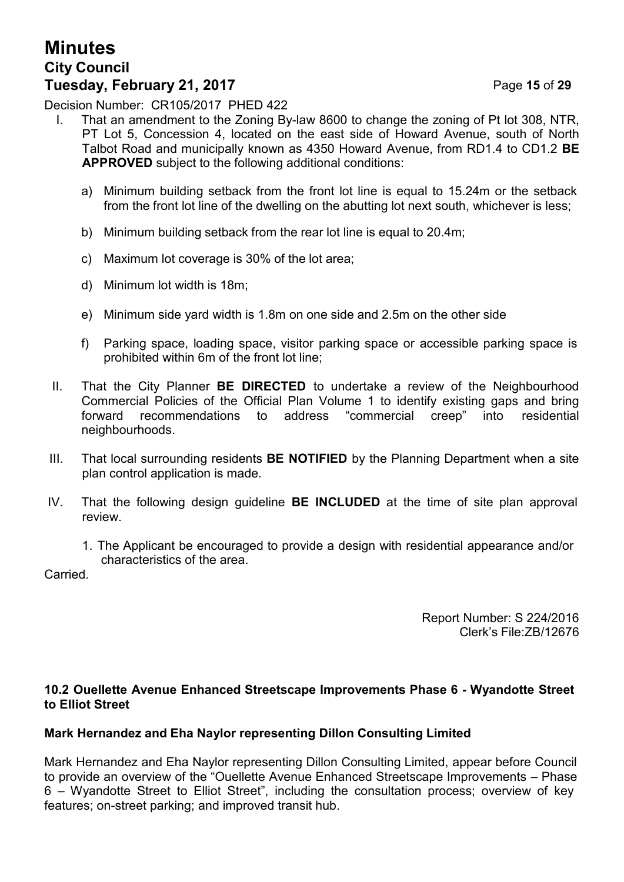Decision Number: CR105/2017 PHED 422

I. That an amendment to the Zoning By-law 8600 to change the zoning of Pt lot 308, NTR, PT Lot 5, Concession 4, located on the east side of Howard Avenue, south of North Talbot Road and municipally known as 4350 Howard Avenue, from RD1.4 to CD1.2 **BE APPROVED** subject to the following additional conditions:

   a) Minimum building setback from the front lot line is equal to 15.24m or the setback from the front lot line of the dwelling on the abutting lot next south, whichever is less;

   b) Minimum building setback from the rear lot line is equal to 20.4m;

   c) Maximum lot coverage is 30% of the lot area;

   d) Minimum lot width is 18m;

   e) Minimum side yard width is 1.8m on one side and 2.5m on the other side

   f) Parking space, loading space, visitor parking space or accessible parking space is prohibited within 6m of the front lot line;

II. That the City Planner **BE DIRECTED** to undertake a review of the Neighbourhood Commercial Policies of the Official Plan Volume 1 to identify existing gaps and bring forward recommendations to address "commercial creep" into residential neighbourhoods.

III. That local surrounding residents **BE NOTIFIED** by the Planning Department when a site plan control application is made.

IV. That the following design guideline **BE INCLUDED** at the time of site plan approval review.

   1. The Applicant be encouraged to provide a design with residential appearance and/or characteristics of the area.

Carried.

Report Number: S 224/2016
Clerk's File:ZB/12676

**10.2 Ouellette Avenue Enhanced Streetscape Improvements Phase 6 - Wyandotte Street to Elliot Street**

**Mark Hernandez and Eha Naylor representing Dillon Consulting Limited**

Mark Hernandez and Eha Naylor representing Dillon Consulting Limited, appear before Council to provide an overview of the "Ouellette Avenue Enhanced Streetscape Improvements – Phase 6 – Wyandotte Street to Elliot Street", including the consultation process; overview of key features; on-street parking; and improved transit hub.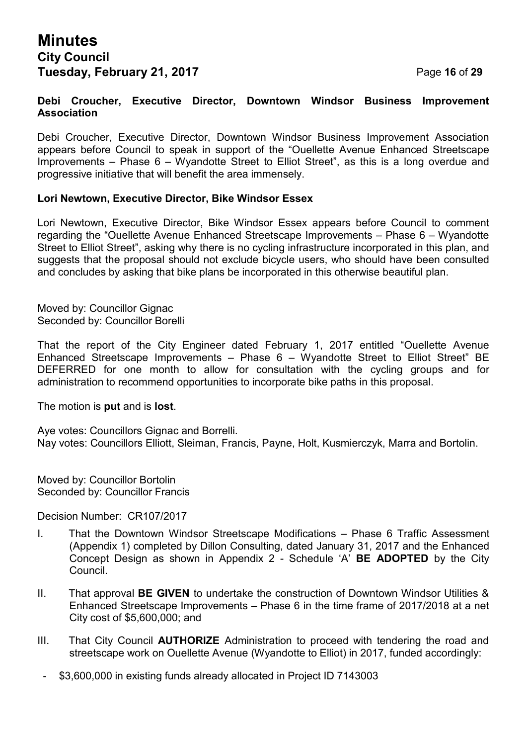**Debi Croucher, Executive Director, Downtown Windsor Business Improvement Association**

Debi Croucher, Executive Director, Downtown Windsor Business Improvement Association appears before Council to speak in support of the "Ouellette Avenue Enhanced Streetscape Improvements – Phase 6 – Wyandotte Street to Elliot Street", as this is a long overdue and progressive initiative that will benefit the area immensely.

**Lori Newtown, Executive Director, Bike Windsor Essex**

Lori Newtown, Executive Director, Bike Windsor Essex appears before Council to comment regarding the "Ouellette Avenue Enhanced Streetscape Improvements – Phase 6 – Wyandotte Street to Elliot Street", asking why there is no cycling infrastructure incorporated in this plan, and suggests that the proposal should not exclude bicycle users, who should have been consulted and concludes by asking that bike plans be incorporated in this otherwise beautiful plan.

Moved by: Councillor Gignac
Seconded by: Councillor Borelli

That the report of the City Engineer dated February 1, 2017 entitled "Ouellette Avenue Enhanced Streetscape Improvements – Phase 6 – Wyandotte Street to Elliot Street" BE DEFERRED for one month to allow for consultation with the cycling groups and for administration to recommend opportunities to incorporate bike paths in this proposal.

The motion is **put** and is **lost**.

Aye votes: Councillors Gignac and Borrelli.
Nay votes: Councillors Elliott, Sleiman, Francis, Payne, Holt, Kusmierczyk, Marra and Bortolin.

Moved by: Councillor Bortolin
Seconded by: Councillor Francis

Decision Number: CR107/2017

I. That the Downtown Windsor Streetscape Modifications – Phase 6 Traffic Assessment (Appendix 1) completed by Dillon Consulting, dated January 31, 2017 and the Enhanced Concept Design as shown in Appendix 2 - Schedule 'A' **BE ADOPTED** by the City Council.

II. That approval **BE GIVEN** to undertake the construction of Downtown Windsor Utilities & Enhanced Streetscape Improvements – Phase 6 in the time frame of 2017/2018 at a net City cost of $5,600,000; and

III. That City Council **AUTHORIZE** Administration to proceed with tendering the road and streetscape work on Ouellette Avenue (Wyandotte to Elliot) in 2017, funded accordingly:

- $3,600,000 in existing funds already allocated in Project ID 7143003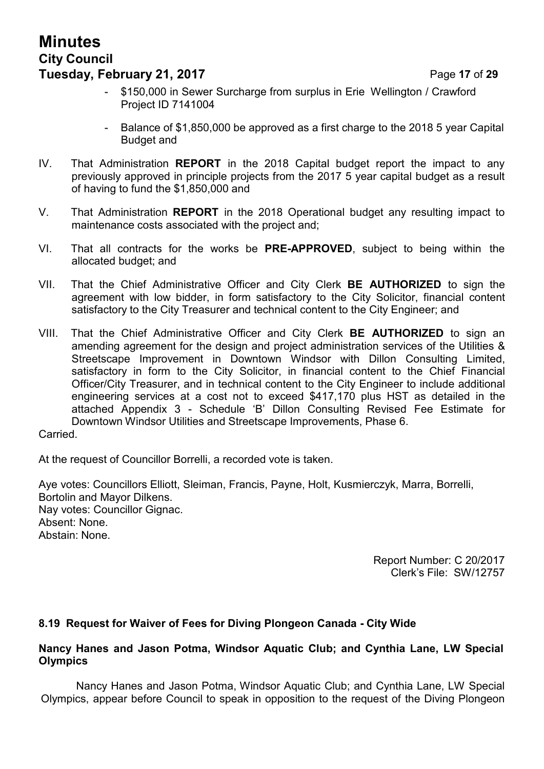- $150,000 in Sewer Surcharge from surplus in Erie Wellington / Crawford Project ID 7141004

- Balance of $1,850,000 be approved as a first charge to the 2018 5 year Capital Budget and

IV. That Administration **REPORT** in the 2018 Capital budget report the impact to any previously approved in principle projects from the 2017 5 year capital budget as a result of having to fund the $1,850,000 and

V. That Administration **REPORT** in the 2018 Operational budget any resulting impact to maintenance costs associated with the project and;

VI. That all contracts for the works be **PRE-APPROVED**, subject to being within the allocated budget; and

VII. That the Chief Administrative Officer and City Clerk **BE AUTHORIZED** to sign the agreement with low bidder, in form satisfactory to the City Solicitor, financial content satisfactory to the City Treasurer and technical content to the City Engineer; and

VIII. That the Chief Administrative Officer and City Clerk **BE AUTHORIZED** to sign an amending agreement for the design and project administration services of the Utilities & Streetscape Improvement in Downtown Windsor with Dillon Consulting Limited, satisfactory in form to the City Solicitor, in financial content to the Chief Financial Officer/City Treasurer, and in technical content to the City Engineer to include additional engineering services at a cost not to exceed $417,170 plus HST as detailed in the attached Appendix 3 - Schedule 'B' Dillon Consulting Revised Fee Estimate for Downtown Windsor Utilities and Streetscape Improvements, Phase 6.

Carried.

At the request of Councillor Borrelli, a recorded vote is taken.

Aye votes: Councillors Elliott, Sleiman, Francis, Payne, Holt, Kusmierczyk, Marra, Borrelli, Bortolin and Mayor Dilkens.
Nay votes: Councillor Gignac.
Absent: None.
Abstain: None.

Report Number: C 20/2017
Clerk's File: SW/12757

### 8.19 Request for Waiver of Fees for Diving Plongeon Canada - City Wide

**Nancy Hanes and Jason Potma, Windsor Aquatic Club; and Cynthia Lane, LW Special Olympics**

Nancy Hanes and Jason Potma, Windsor Aquatic Club; and Cynthia Lane, LW Special Olympics, appear before Council to speak in opposition to the request of the Diving Plongeon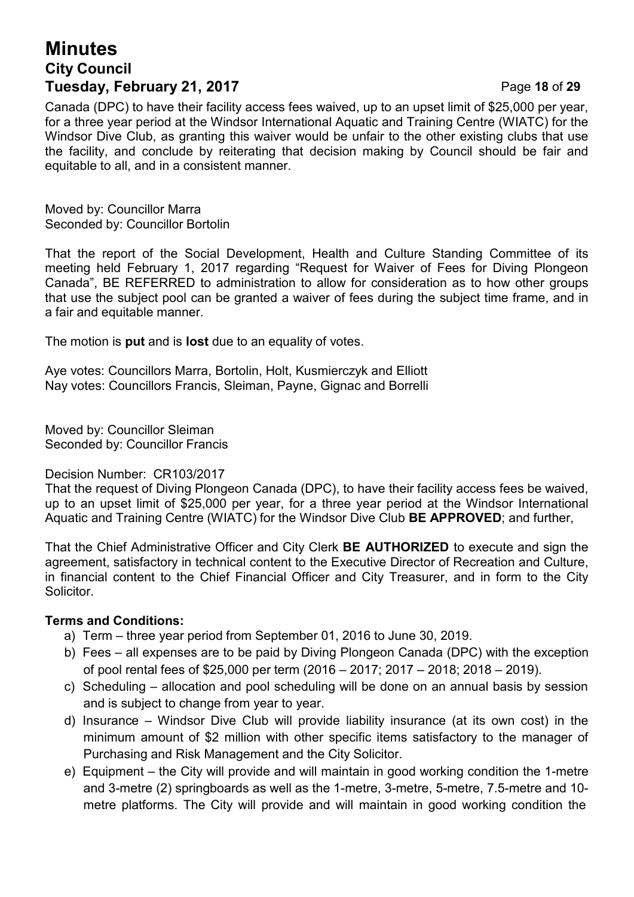Canada (DPC) to have their facility access fees waived, up to an upset limit of $25,000 per year, for a three year period at the Windsor International Aquatic and Training Centre (WIATC) for the Windsor Dive Club, as granting this waiver would be unfair to the other existing clubs that use the facility, and conclude by reiterating that decision making by Council should be fair and equitable to all, and in a consistent manner.

Moved by: Councillor Marra
Seconded by: Councillor Bortolin

That the report of the Social Development, Health and Culture Standing Committee of its meeting held February 1, 2017 regarding "Request for Waiver of Fees for Diving Plongeon Canada", BE REFERRED to administration to allow for consideration as to how other groups that use the subject pool can be granted a waiver of fees during the subject time frame, and in a fair and equitable manner.

The motion is **put** and is **lost** due to an equality of votes.

Aye votes: Councillors Marra, Bortolin, Holt, Kusmierczyk and Elliott
Nay votes: Councillors Francis, Sleiman, Payne, Gignac and Borrelli

Moved by: Councillor Sleiman
Seconded by: Councillor Francis

Decision Number: CR103/2017
That the request of Diving Plongeon Canada (DPC), to have their facility access fees be waived, up to an upset limit of $25,000 per year, for a three year period at the Windsor International Aquatic and Training Centre (WIATC) for the Windsor Dive Club **BE APPROVED**; and further,

That the Chief Administrative Officer and City Clerk **BE AUTHORIZED** to execute and sign the agreement, satisfactory in technical content to the Executive Director of Recreation and Culture, in financial content to the Chief Financial Officer and City Treasurer, and in form to the City Solicitor.

**Terms and Conditions:**

a) Term – three year period from September 01, 2016 to June 30, 2019.
b) Fees – all expenses are to be paid by Diving Plongeon Canada (DPC) with the exception of pool rental fees of $25,000 per term (2016 – 2017; 2017 – 2018; 2018 – 2019).
c) Scheduling – allocation and pool scheduling will be done on an annual basis by session and is subject to change from year to year.
d) Insurance – Windsor Dive Club will provide liability insurance (at its own cost) in the minimum amount of $2 million with other specific items satisfactory to the manager of Purchasing and Risk Management and the City Solicitor.
e) Equipment – the City will provide and will maintain in good working condition the 1-metre and 3-metre (2) springboards as well as the 1-metre, 3-metre, 5-metre, 7.5-metre and 10-metre platforms. The City will provide and will maintain in good working condition the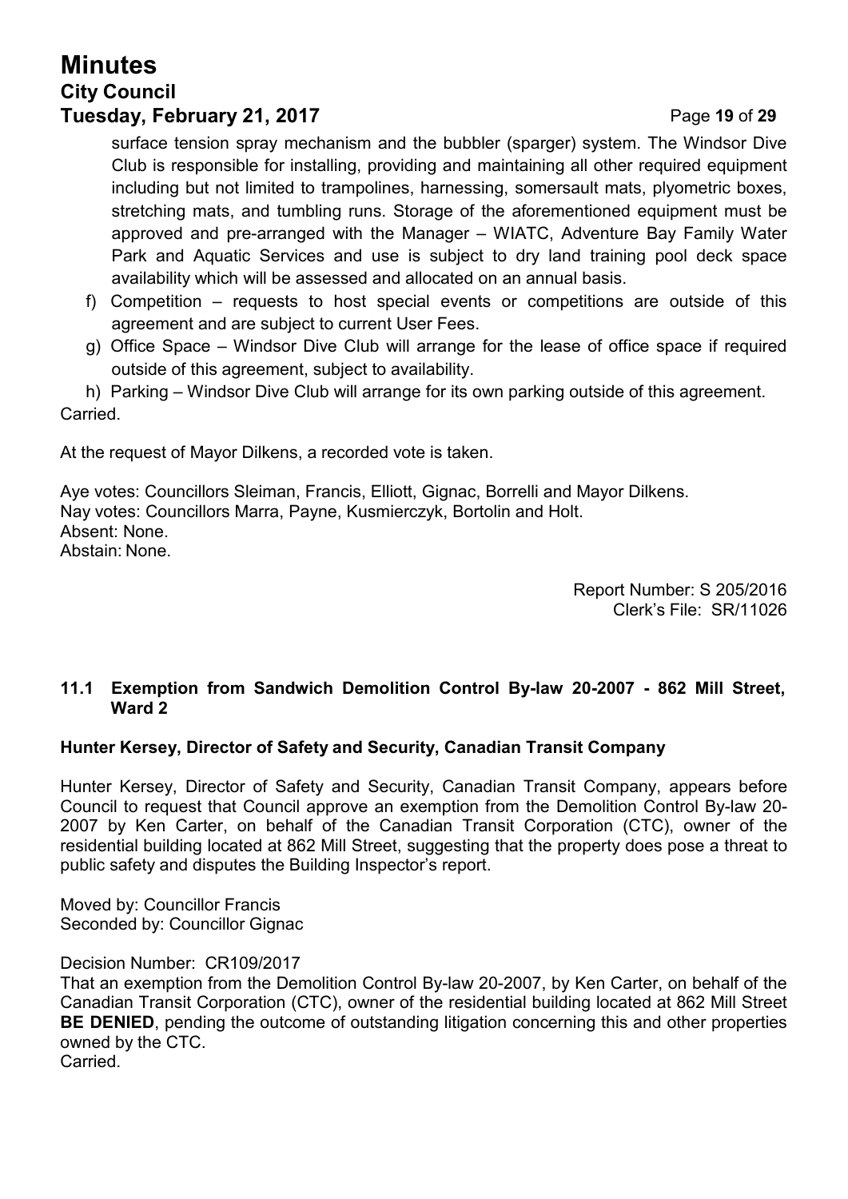surface tension spray mechanism and the bubbler (sparger) system. The Windsor Dive Club is responsible for installing, providing and maintaining all other required equipment including but not limited to trampolines, harnessing, somersault mats, plyometric boxes, stretching mats, and tumbling runs. Storage of the aforementioned equipment must be approved and pre-arranged with the Manager – WIATC, Adventure Bay Family Water Park and Aquatic Services and use is subject to dry land training pool deck space availability which will be assessed and allocated on an annual basis.

f) Competition – requests to host special events or competitions are outside of this agreement and are subject to current User Fees.

g) Office Space – Windsor Dive Club will arrange for the lease of office space if required outside of this agreement, subject to availability.

h) Parking – Windsor Dive Club will arrange for its own parking outside of this agreement.

Carried.

At the request of Mayor Dilkens, a recorded vote is taken.

Aye votes: Councillors Sleiman, Francis, Elliott, Gignac, Borrelli and Mayor Dilkens.
Nay votes: Councillors Marra, Payne, Kusmierczyk, Bortolin and Holt.
Absent: None.
Abstain: None.

Report Number: S 205/2016
Clerk's File: SR/11026

### 11.1 Exemption from Sandwich Demolition Control By-law 20-2007 - 862 Mill Street, Ward 2

**Hunter Kersey, Director of Safety and Security, Canadian Transit Company**

Hunter Kersey, Director of Safety and Security, Canadian Transit Company, appears before Council to request that Council approve an exemption from the Demolition Control By-law 20-2007 by Ken Carter, on behalf of the Canadian Transit Corporation (CTC), owner of the residential building located at 862 Mill Street, suggesting that the property does pose a threat to public safety and disputes the Building Inspector's report.

Moved by: Councillor Francis
Seconded by: Councillor Gignac

Decision Number: CR109/2017
That an exemption from the Demolition Control By-law 20-2007, by Ken Carter, on behalf of the Canadian Transit Corporation (CTC), owner of the residential building located at 862 Mill Street **BE DENIED**, pending the outcome of outstanding litigation concerning this and other properties owned by the CTC.
Carried.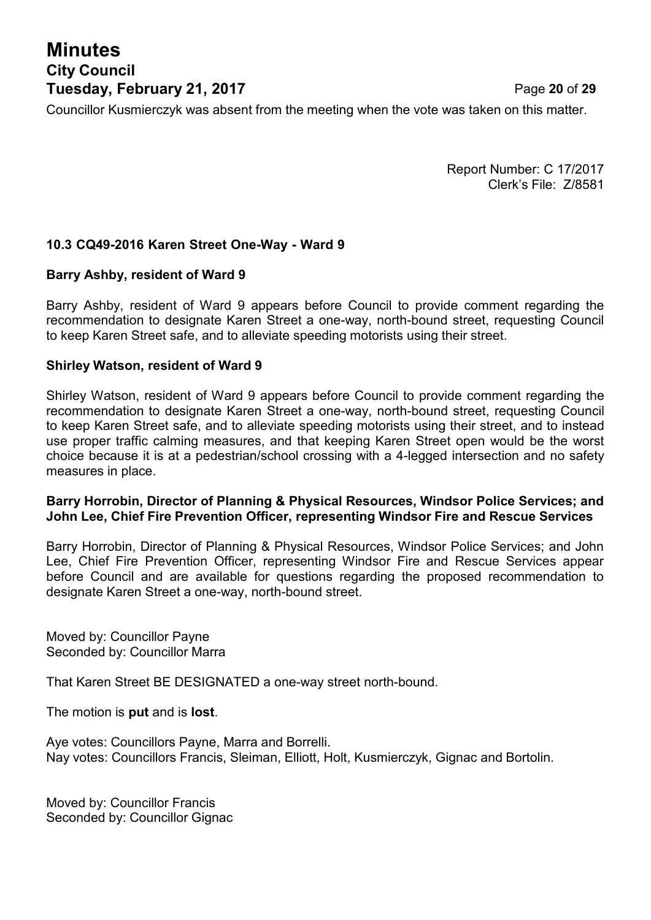Councillor Kusmierczyk was absent from the meeting when the vote was taken on this matter.

Report Number: C 17/2017
Clerk's File: Z/8581

### 10.3 CQ49-2016 Karen Street One-Way - Ward 9

**Barry Ashby, resident of Ward 9**

Barry Ashby, resident of Ward 9 appears before Council to provide comment regarding the recommendation to designate Karen Street a one-way, north-bound street, requesting Council to keep Karen Street safe, and to alleviate speeding motorists using their street.

**Shirley Watson, resident of Ward 9**

Shirley Watson, resident of Ward 9 appears before Council to provide comment regarding the recommendation to designate Karen Street a one-way, north-bound street, requesting Council to keep Karen Street safe, and to alleviate speeding motorists using their street, and to instead use proper traffic calming measures, and that keeping Karen Street open would be the worst choice because it is at a pedestrian/school crossing with a 4-legged intersection and no safety measures in place.

**Barry Horrobin, Director of Planning & Physical Resources, Windsor Police Services; and John Lee, Chief Fire Prevention Officer, representing Windsor Fire and Rescue Services**

Barry Horrobin, Director of Planning & Physical Resources, Windsor Police Services; and John Lee, Chief Fire Prevention Officer, representing Windsor Fire and Rescue Services appear before Council and are available for questions regarding the proposed recommendation to designate Karen Street a one-way, north-bound street.

Moved by: Councillor Payne
Seconded by: Councillor Marra

That Karen Street BE DESIGNATED a one-way street north-bound.

The motion is **put** and is **lost**.

Aye votes: Councillors Payne, Marra and Borrelli.
Nay votes: Councillors Francis, Sleiman, Elliott, Holt, Kusmierczyk, Gignac and Bortolin.

Moved by: Councillor Francis
Seconded by: Councillor Gignac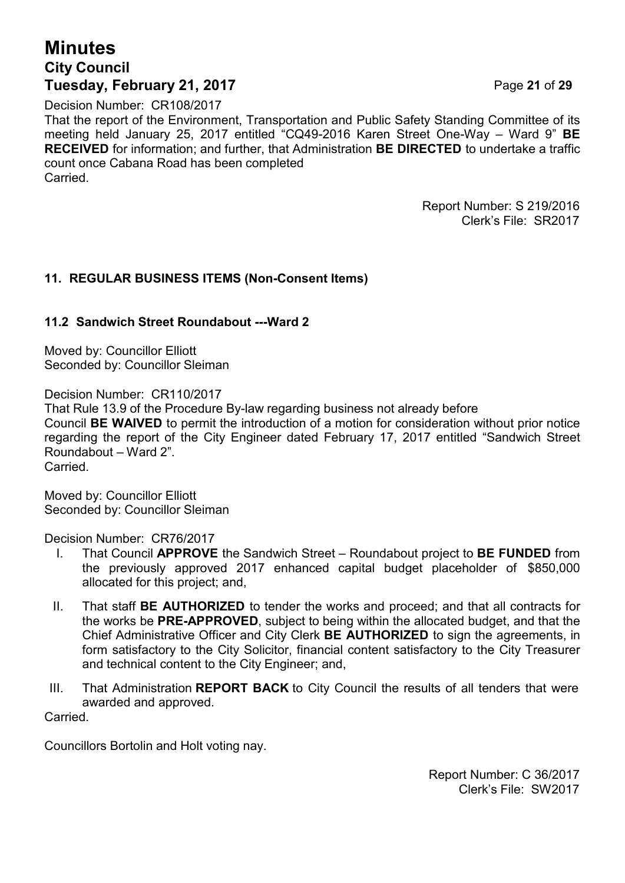Decision Number: CR108/2017

That the report of the Environment, Transportation and Public Safety Standing Committee of its meeting held January 25, 2017 entitled "CQ49-2016 Karen Street One-Way – Ward 9" **BE RECEIVED** for information; and further, that Administration **BE DIRECTED** to undertake a traffic count once Cabana Road has been completed

Carried.

Report Number: S 219/2016
Clerk's File: SR2017

## 11. REGULAR BUSINESS ITEMS (Non-Consent Items)

### 11.2 Sandwich Street Roundabout ---Ward 2

Moved by: Councillor Elliott
Seconded by: Councillor Sleiman

Decision Number: CR110/2017

That Rule 13.9 of the Procedure By-law regarding business not already before Council **BE WAIVED** to permit the introduction of a motion for consideration without prior notice regarding the report of the City Engineer dated February 17, 2017 entitled "Sandwich Street Roundabout – Ward 2".

Carried.

Moved by: Councillor Elliott
Seconded by: Councillor Sleiman

Decision Number: CR76/2017

I. That Council **APPROVE** the Sandwich Street – Roundabout project to **BE FUNDED** from the previously approved 2017 enhanced capital budget placeholder of $850,000 allocated for this project; and,

II. That staff **BE AUTHORIZED** to tender the works and proceed; and that all contracts for the works be **PRE-APPROVED**, subject to being within the allocated budget, and that the Chief Administrative Officer and City Clerk **BE AUTHORIZED** to sign the agreements, in form satisfactory to the City Solicitor, financial content satisfactory to the City Treasurer and technical content to the City Engineer; and,

III. That Administration **REPORT BACK** to City Council the results of all tenders that were awarded and approved.

Carried.

Councillors Bortolin and Holt voting nay.

Report Number: C 36/2017
Clerk's File: SW2017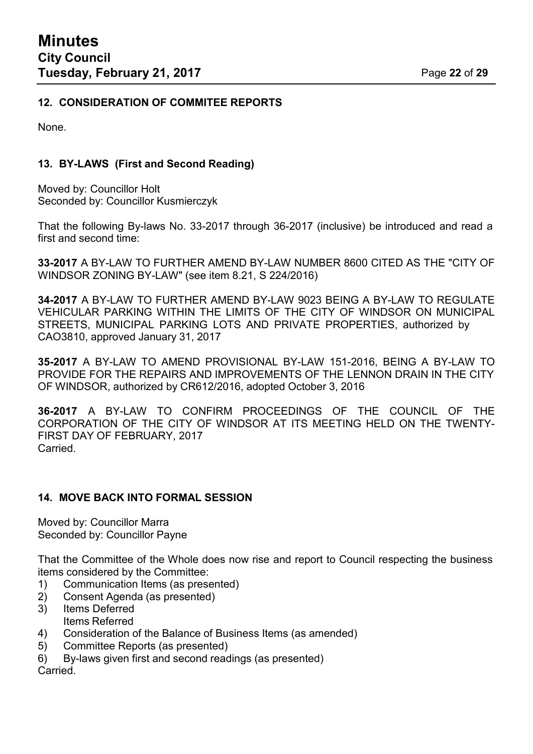## 12. CONSIDERATION OF COMMITEE REPORTS

None.

## 13. BY-LAWS (First and Second Reading)

Moved by: Councillor Holt
Seconded by: Councillor Kusmierczyk

That the following By-laws No. 33-2017 through 36-2017 (inclusive) be introduced and read a first and second time:

**33-2017** A BY-LAW TO FURTHER AMEND BY-LAW NUMBER 8600 CITED AS THE "CITY OF WINDSOR ZONING BY-LAW" (see item 8.21, S 224/2016)

**34-2017** A BY-LAW TO FURTHER AMEND BY-LAW 9023 BEING A BY-LAW TO REGULATE VEHICULAR PARKING WITHIN THE LIMITS OF THE CITY OF WINDSOR ON MUNICIPAL STREETS, MUNICIPAL PARKING LOTS AND PRIVATE PROPERTIES, authorized by CAO3810, approved January 31, 2017

**35-2017** A BY-LAW TO AMEND PROVISIONAL BY-LAW 151-2016, BEING A BY-LAW TO PROVIDE FOR THE REPAIRS AND IMPROVEMENTS OF THE LENNON DRAIN IN THE CITY OF WINDSOR, authorized by CR612/2016, adopted October 3, 2016

**36-2017** A BY-LAW TO CONFIRM PROCEEDINGS OF THE COUNCIL OF THE CORPORATION OF THE CITY OF WINDSOR AT ITS MEETING HELD ON THE TWENTY-FIRST DAY OF FEBRUARY, 2017
Carried.

## 14. MOVE BACK INTO FORMAL SESSION

Moved by: Councillor Marra
Seconded by: Councillor Payne

That the Committee of the Whole does now rise and report to Council respecting the business items considered by the Committee:

1) Communication Items (as presented)
2) Consent Agenda (as presented)
3) Items Deferred
   Items Referred
4) Consideration of the Balance of Business Items (as amended)
5) Committee Reports (as presented)
6) By-laws given first and second readings (as presented)

Carried.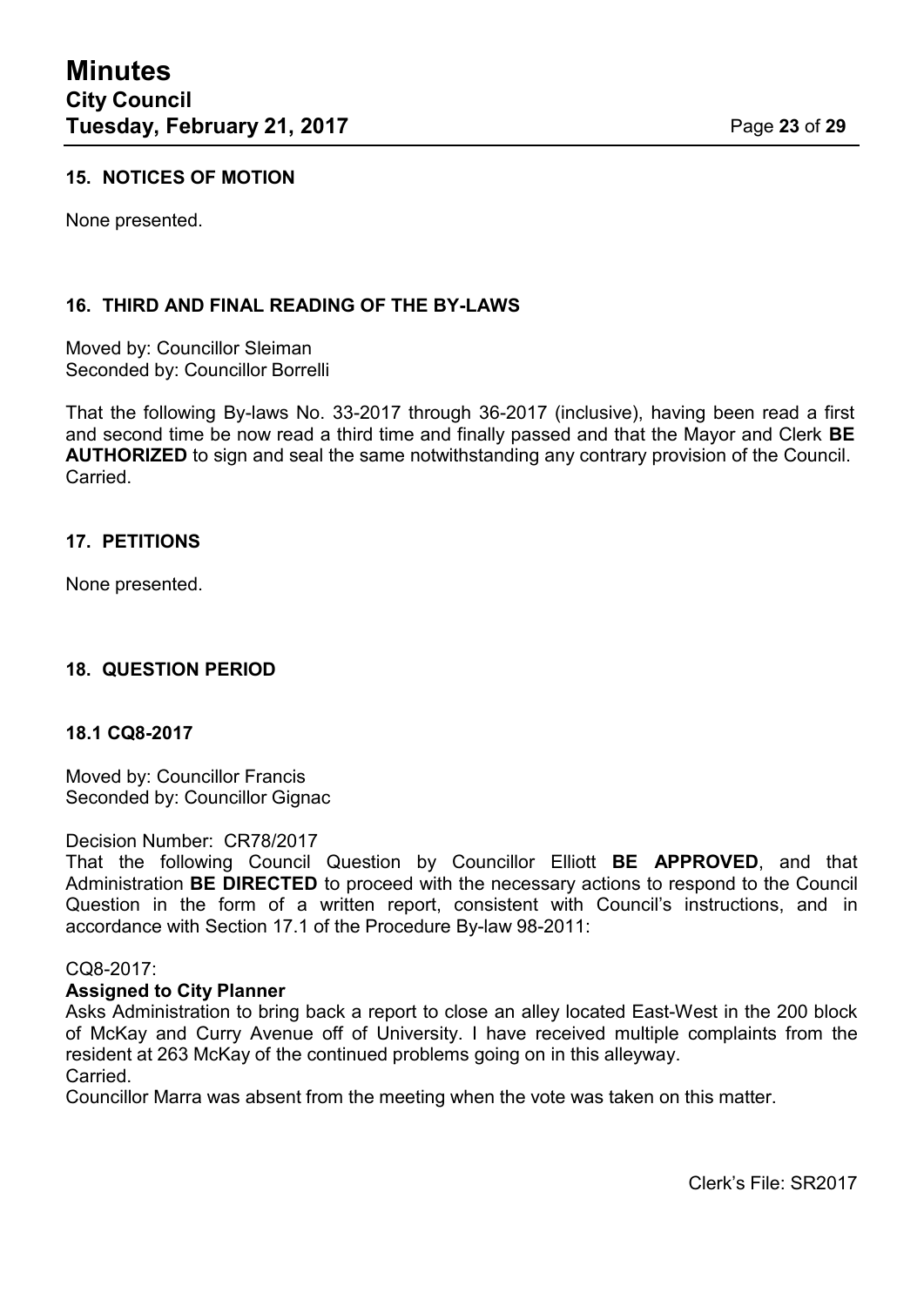## 15. NOTICES OF MOTION

None presented.

## 16. THIRD AND FINAL READING OF THE BY-LAWS

Moved by: Councillor Sleiman
Seconded by: Councillor Borrelli

That the following By-laws No. 33-2017 through 36-2017 (inclusive), having been read a first and second time be now read a third time and finally passed and that the Mayor and Clerk **BE AUTHORIZED** to sign and seal the same notwithstanding any contrary provision of the Council.
Carried.

## 17. PETITIONS

None presented.

## 18. QUESTION PERIOD

### 18.1 CQ8-2017

Moved by: Councillor Francis
Seconded by: Councillor Gignac

Decision Number: CR78/2017
That the following Council Question by Councillor Elliott **BE APPROVED**, and that Administration **BE DIRECTED** to proceed with the necessary actions to respond to the Council Question in the form of a written report, consistent with Council's instructions, and in accordance with Section 17.1 of the Procedure By-law 98-2011:

CQ8-2017:
**Assigned to City Planner**
Asks Administration to bring back a report to close an alley located East-West in the 200 block of McKay and Curry Avenue off of University. I have received multiple complaints from the resident at 263 McKay of the continued problems going on in this alleyway.
Carried.
Councillor Marra was absent from the meeting when the vote was taken on this matter.

Clerk's File: SR2017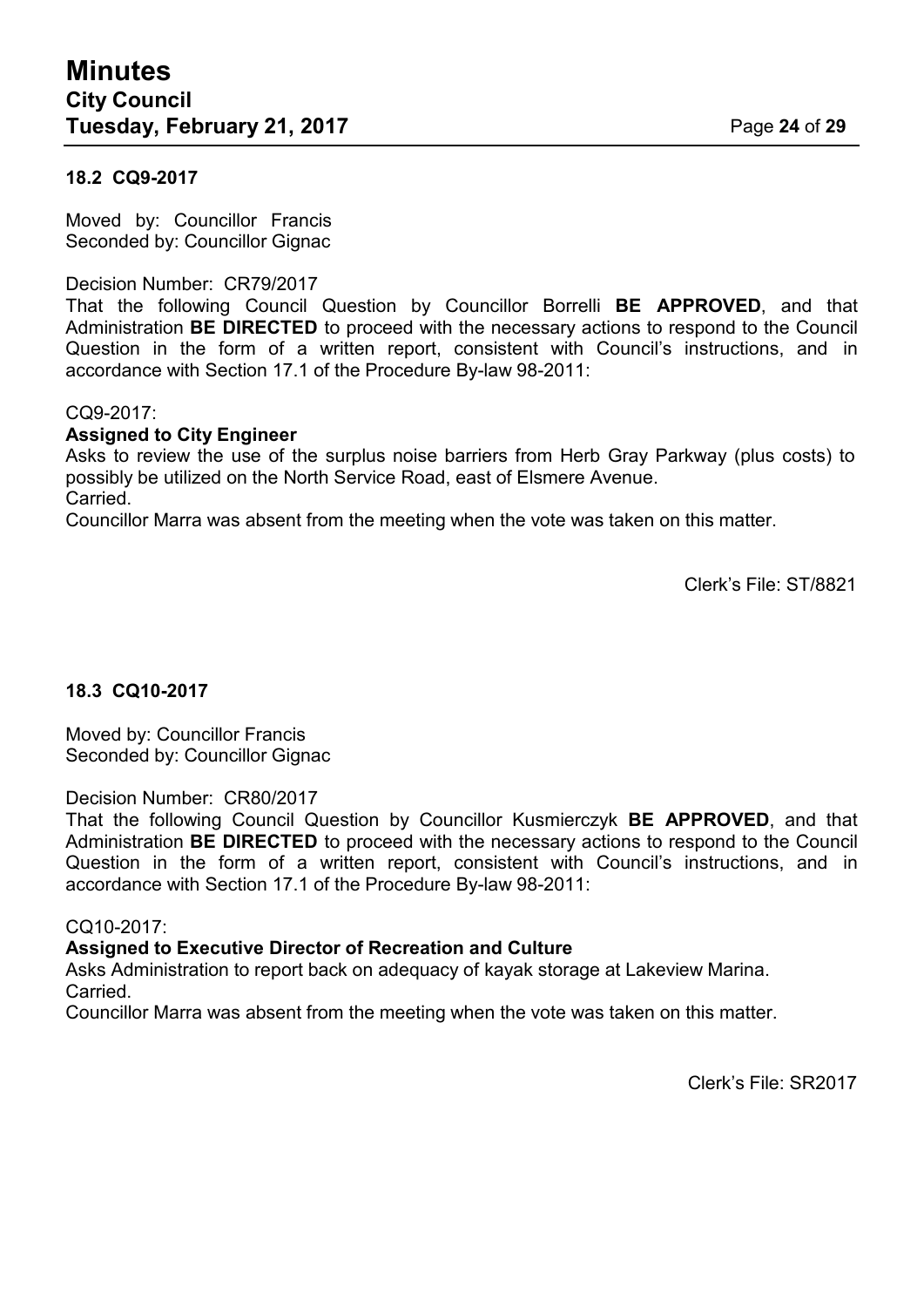### 18.2 CQ9-2017

Moved by: Councillor Francis
Seconded by: Councillor Gignac

Decision Number: CR79/2017
That the following Council Question by Councillor Borrelli **BE APPROVED**, and that Administration **BE DIRECTED** to proceed with the necessary actions to respond to the Council Question in the form of a written report, consistent with Council's instructions, and in accordance with Section 17.1 of the Procedure By-law 98-2011:

CQ9-2017:
**Assigned to City Engineer**
Asks to review the use of the surplus noise barriers from Herb Gray Parkway (plus costs) to possibly be utilized on the North Service Road, east of Elsmere Avenue.
Carried.
Councillor Marra was absent from the meeting when the vote was taken on this matter.

Clerk's File: ST/8821

### 18.3 CQ10-2017

Moved by: Councillor Francis
Seconded by: Councillor Gignac

Decision Number: CR80/2017
That the following Council Question by Councillor Kusmierczyk **BE APPROVED**, and that Administration **BE DIRECTED** to proceed with the necessary actions to respond to the Council Question in the form of a written report, consistent with Council's instructions, and in accordance with Section 17.1 of the Procedure By-law 98-2011:

CQ10-2017:
**Assigned to Executive Director of Recreation and Culture**
Asks Administration to report back on adequacy of kayak storage at Lakeview Marina.
Carried.
Councillor Marra was absent from the meeting when the vote was taken on this matter.

Clerk's File: SR2017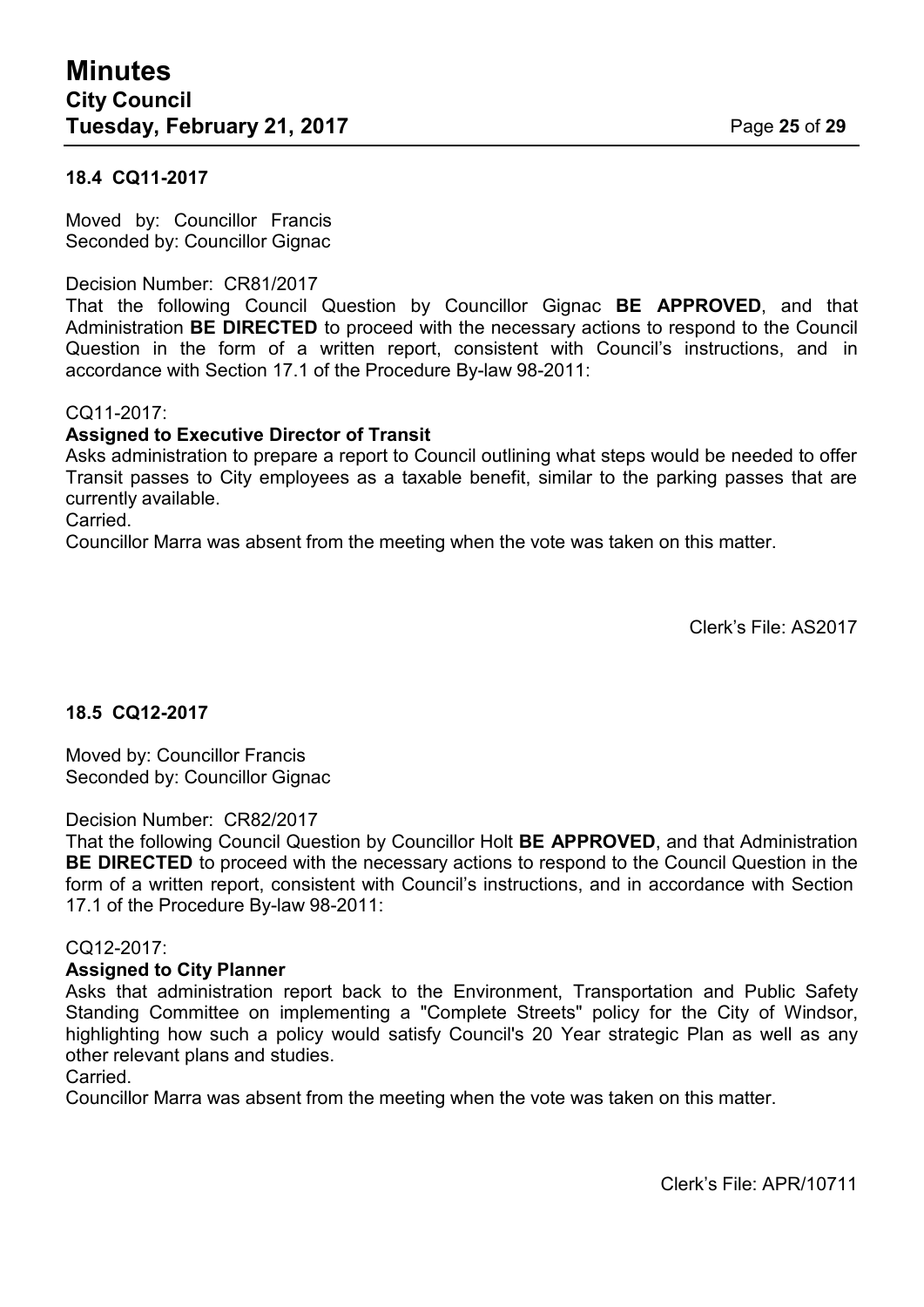### 18.4 CQ11-2017

Moved by: Councillor Francis
Seconded by: Councillor Gignac

Decision Number: CR81/2017
That the following Council Question by Councillor Gignac **BE APPROVED**, and that Administration **BE DIRECTED** to proceed with the necessary actions to respond to the Council Question in the form of a written report, consistent with Council's instructions, and in accordance with Section 17.1 of the Procedure By-law 98-2011:

CQ11-2017:
**Assigned to Executive Director of Transit**
Asks administration to prepare a report to Council outlining what steps would be needed to offer Transit passes to City employees as a taxable benefit, similar to the parking passes that are currently available.
Carried.
Councillor Marra was absent from the meeting when the vote was taken on this matter.

Clerk's File: AS2017

### 18.5 CQ12-2017

Moved by: Councillor Francis
Seconded by: Councillor Gignac

Decision Number: CR82/2017
That the following Council Question by Councillor Holt **BE APPROVED**, and that Administration **BE DIRECTED** to proceed with the necessary actions to respond to the Council Question in the form of a written report, consistent with Council's instructions, and in accordance with Section 17.1 of the Procedure By-law 98-2011:

CQ12-2017:
**Assigned to City Planner**
Asks that administration report back to the Environment, Transportation and Public Safety Standing Committee on implementing a "Complete Streets" policy for the City of Windsor, highlighting how such a policy would satisfy Council's 20 Year strategic Plan as well as any other relevant plans and studies.
Carried.
Councillor Marra was absent from the meeting when the vote was taken on this matter.

Clerk's File: APR/10711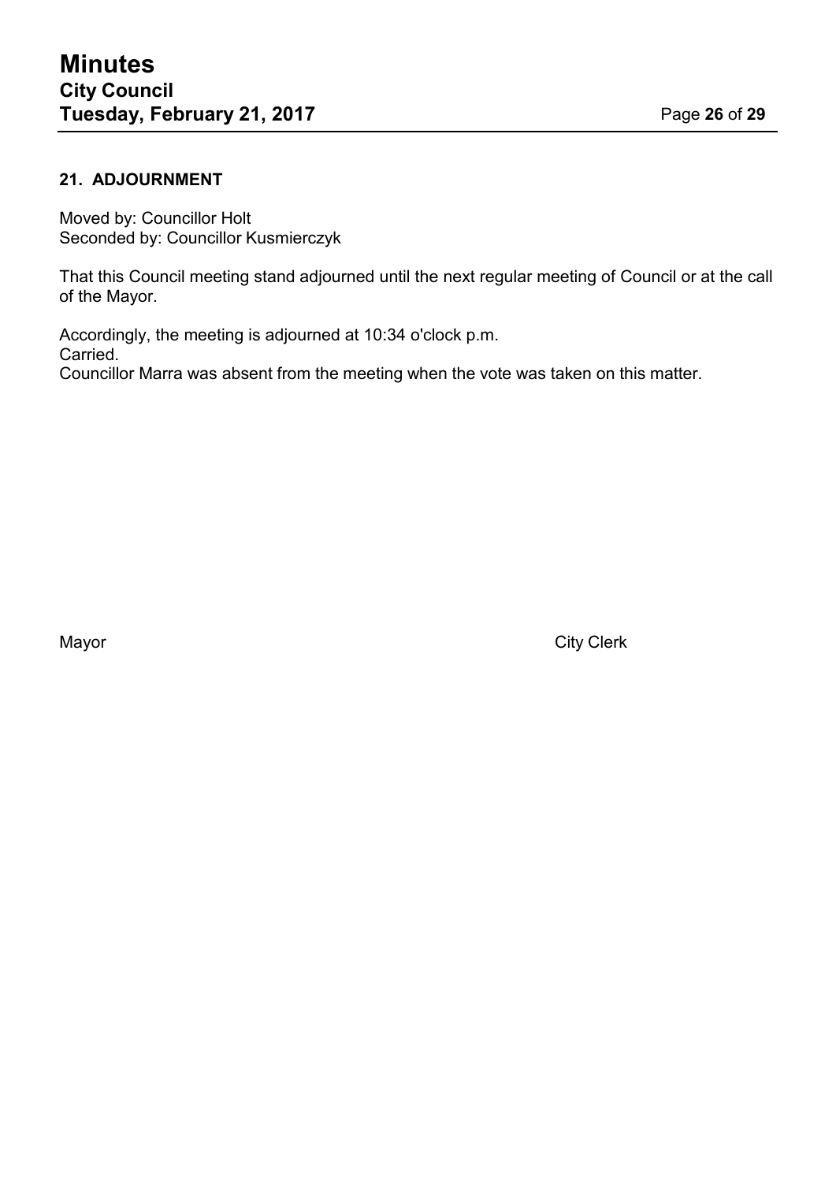## 21. ADJOURNMENT

Moved by: Councillor Holt
Seconded by: Councillor Kusmierczyk

That this Council meeting stand adjourned until the next regular meeting of Council or at the call of the Mayor.

Accordingly, the meeting is adjourned at 10:34 o'clock p.m.
Carried.
Councillor Marra was absent from the meeting when the vote was taken on this matter.

Mayor

City Clerk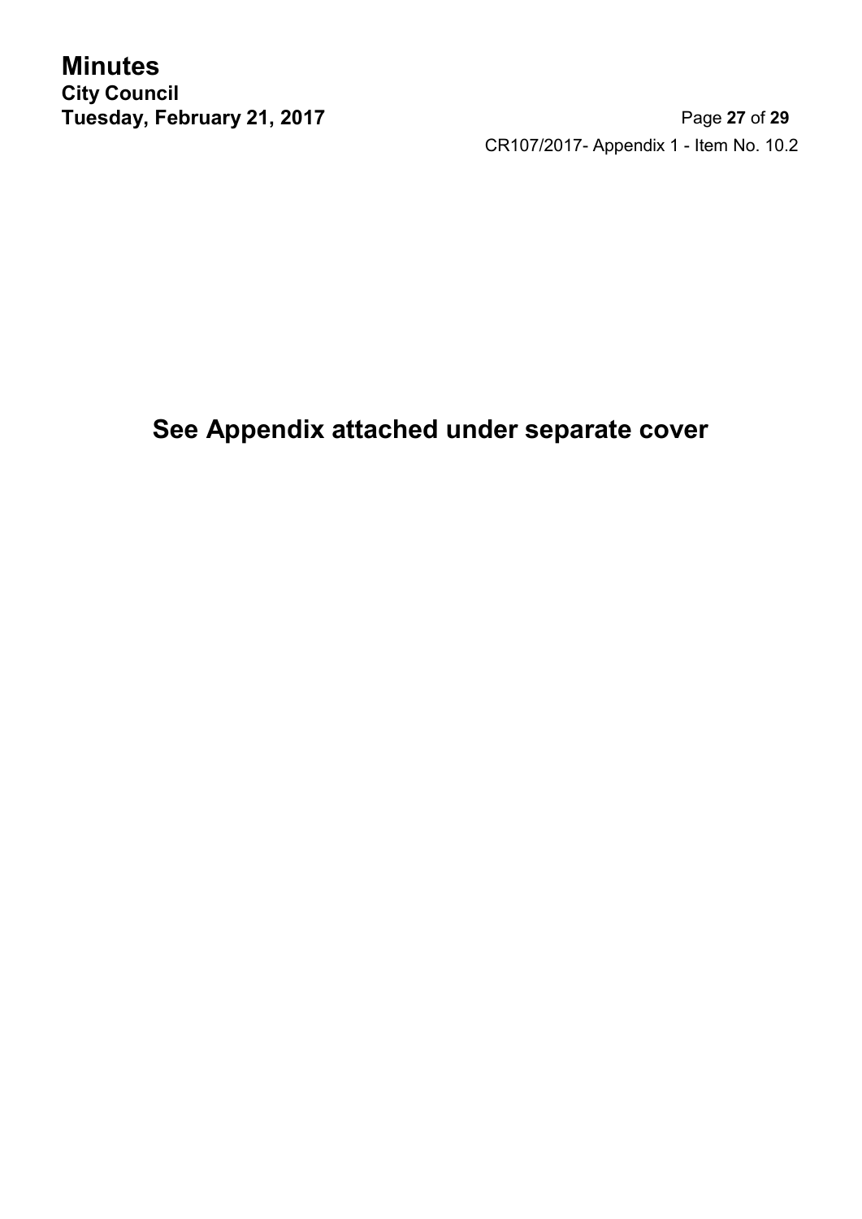CR107/2017- Appendix 1 - Item No. 10.2

## See Appendix attached under separate cover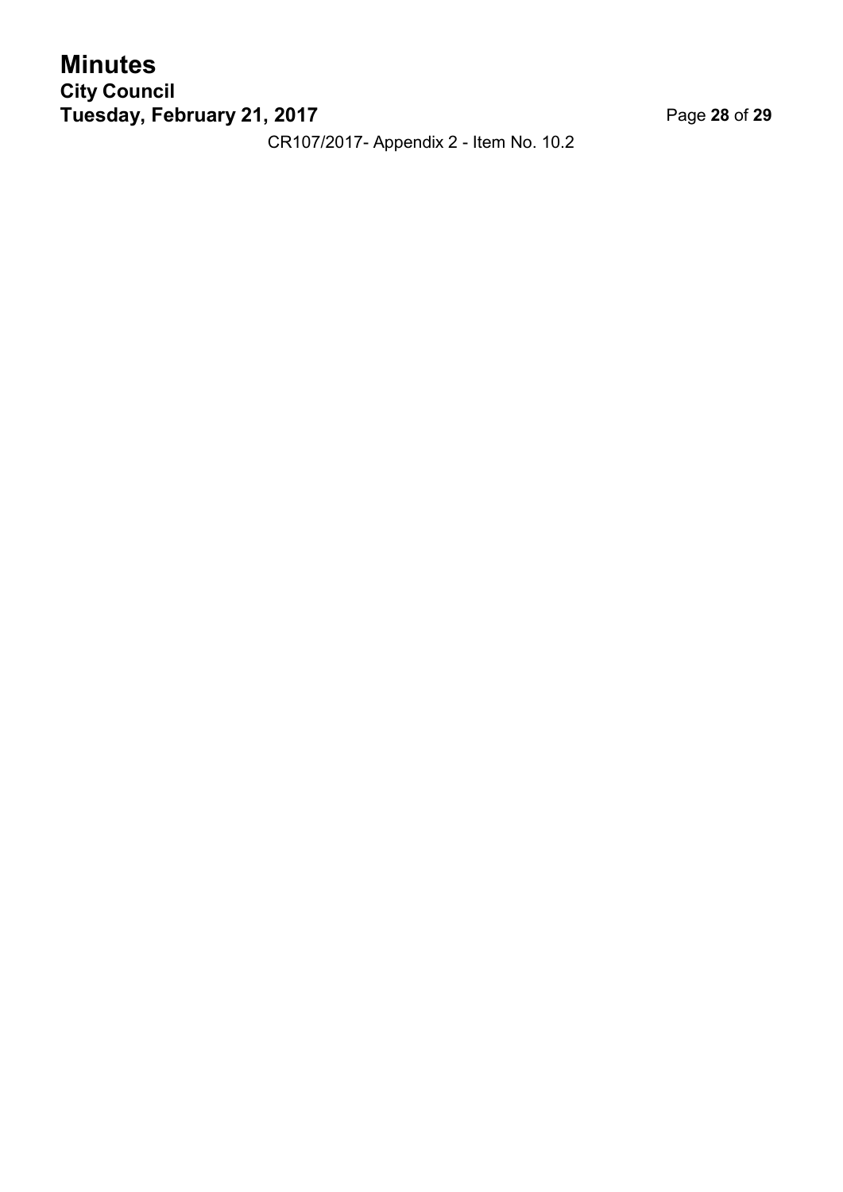CR107/2017- Appendix 2 - Item No. 10.2